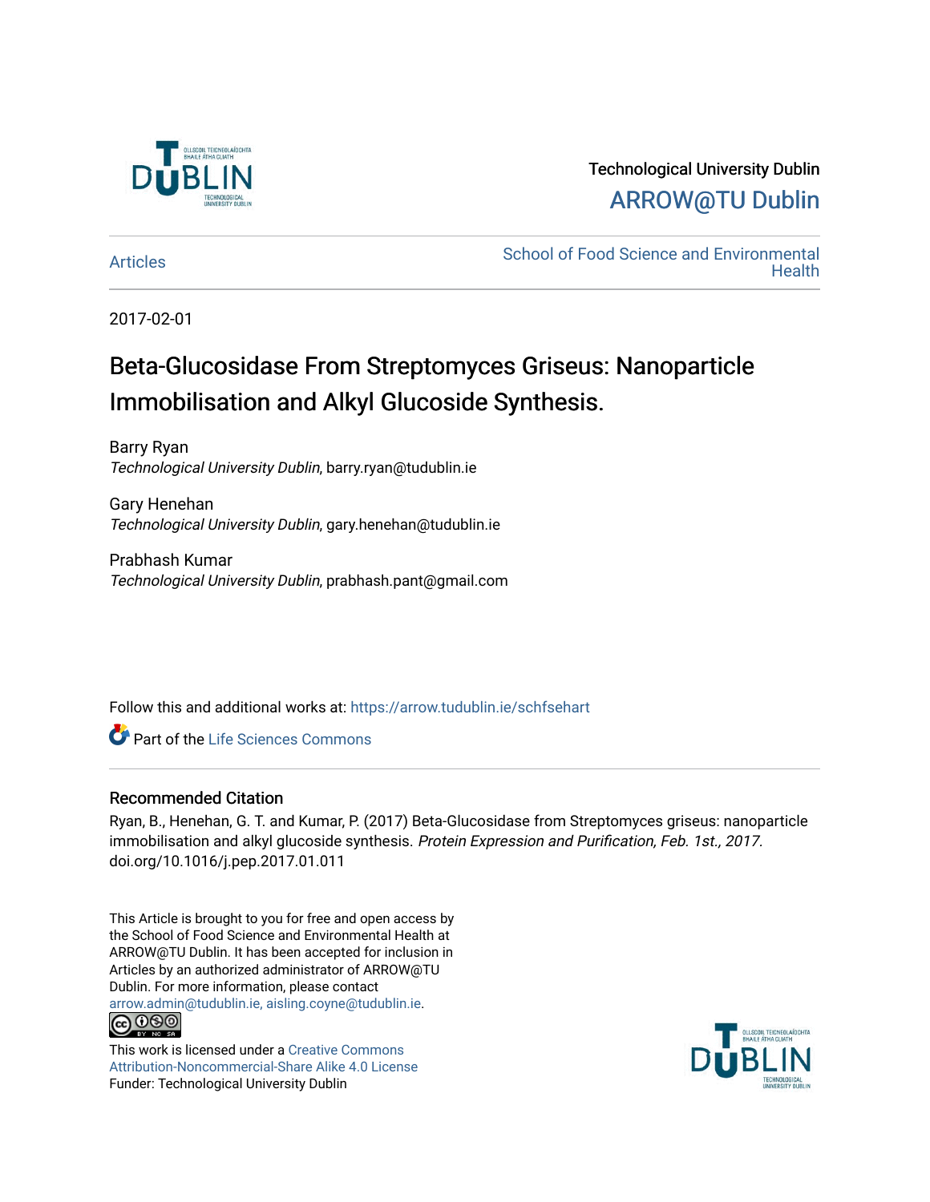Technological University Dublin

ARROW@TU Dublin

Articles | School of Food Science and Environmental Health

2017-02-01

# Beta-Glucosidase From Streptomyces Griseus: Nanoparticle Immobilisation and Alkyl Glucoside Synthesis.

Barry Ryan
*Technological University Dublin*, barry.ryan@tudublin.ie

Gary Henehan
*Technological University Dublin*, gary.henehan@tudublin.ie

Prabhash Kumar
*Technological University Dublin*, prabhash.pant@gmail.com

Follow this and additional works at: https://arrow.tudublin.ie/schfsehart

Part of the Life Sciences Commons

## Recommended Citation

Ryan, B., Henehan, G. T. and Kumar, P. (2017) Beta-Glucosidase from Streptomyces griseus: nanoparticle immobilisation and alkyl glucoside synthesis. *Protein Expression and Purification, Feb. 1st., 2017.* doi.org/10.1016/j.pep.2017.01.011

This Article is brought to you for free and open access by the School of Food Science and Environmental Health at ARROW@TU Dublin. It has been accepted for inclusion in Articles by an authorized administrator of ARROW@TU Dublin. For more information, please contact arrow.admin@tudublin.ie, aisling.coyne@tudublin.ie.

This work is licensed under a Creative Commons Attribution-Noncommercial-Share Alike 4.0 License
Funder: Technological University Dublin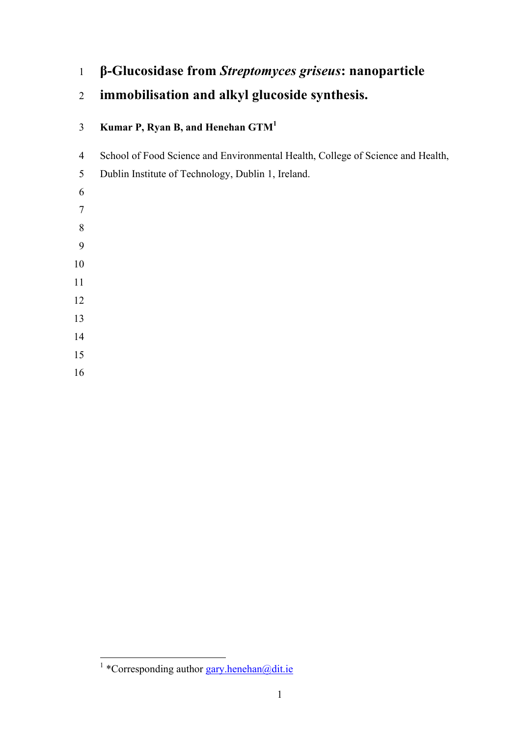# β-Glucosidase from *Streptomyces griseus*: nanoparticle immobilisation and alkyl glucoside synthesis.

**Kumar P, Ryan B, and Henehan GTM**[1]

School of Food Science and Environmental Health, College of Science and Health, Dublin Institute of Technology, Dublin 1, Ireland.

---

[1] *Corresponding author gary.henehan@dit.ie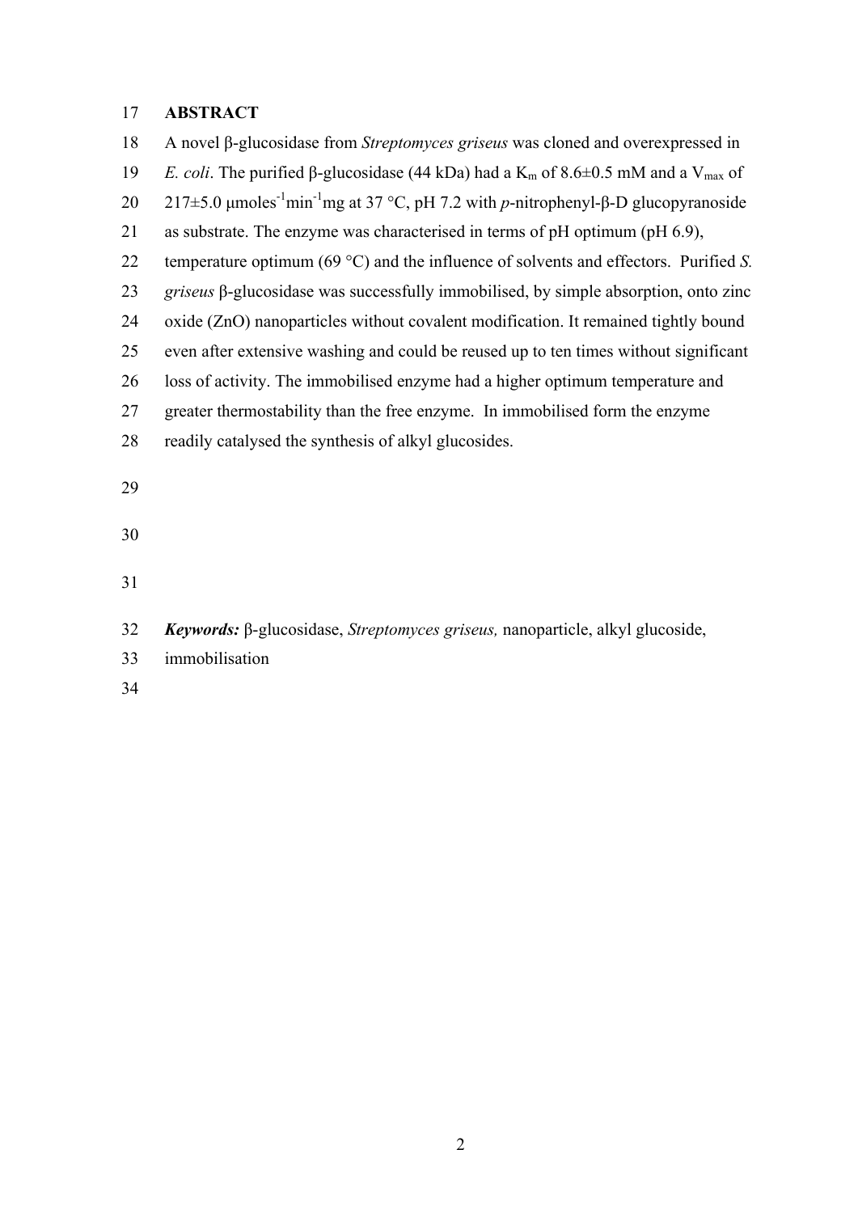## ABSTRACT

A novel β-glucosidase from *Streptomyces griseus* was cloned and overexpressed in *E. coli*. The purified β-glucosidase (44 kDa) had a $K_m$ of 8.6±0.5 mM and a $V_{max}$ of 217±5.0 μmoles$^{-1}$min$^{-1}$mg at 37 °C, pH 7.2 with *p*-nitrophenyl-β-D glucopyranoside as substrate. The enzyme was characterised in terms of pH optimum (pH 6.9), temperature optimum (69 °C) and the influence of solvents and effectors. Purified *S. griseus* β-glucosidase was successfully immobilised, by simple absorption, onto zinc oxide (ZnO) nanoparticles without covalent modification. It remained tightly bound even after extensive washing and could be reused up to ten times without significant loss of activity. The immobilised enzyme had a higher optimum temperature and greater thermostability than the free enzyme. In immobilised form the enzyme readily catalysed the synthesis of alkyl glucosides.

***Keywords:*** β-glucosidase, *Streptomyces griseus,* nanoparticle, alkyl glucoside, immobilisation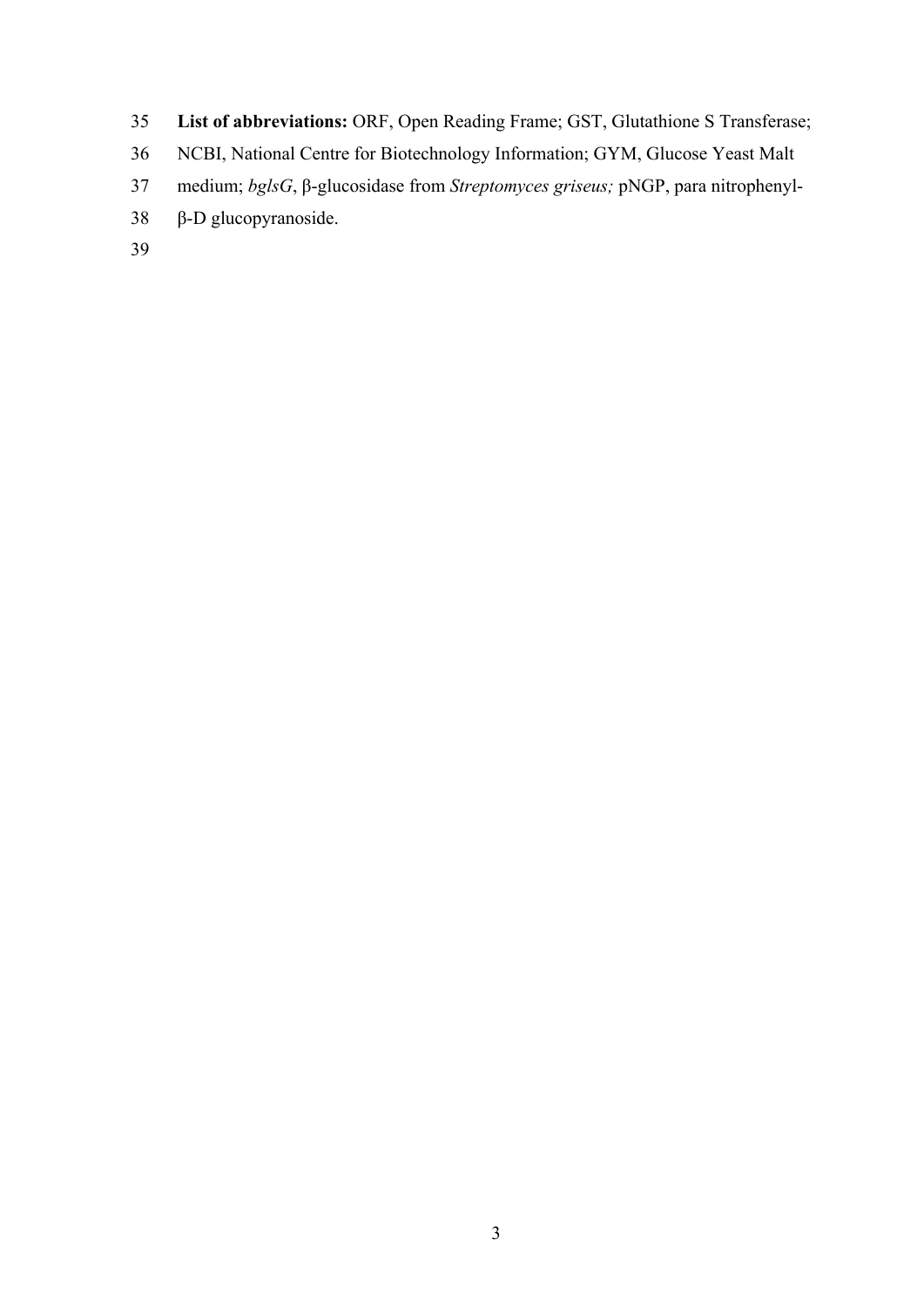**List of abbreviations:** ORF, Open Reading Frame; GST, Glutathione S Transferase; NCBI, National Centre for Biotechnology Information; GYM, Glucose Yeast Malt medium; *bglsG*, β-glucosidase from *Streptomyces griseus;* pNGP, para nitrophenyl-β-D glucopyranoside.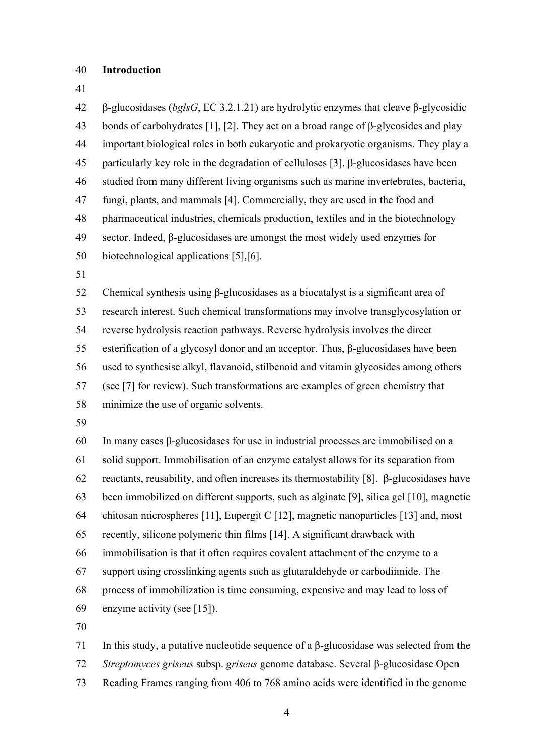## Introduction

β-glucosidases (*bglsG*, EC 3.2.1.21) are hydrolytic enzymes that cleave β-glycosidic bonds of carbohydrates [1], [2]. They act on a broad range of β-glycosides and play important biological roles in both eukaryotic and prokaryotic organisms. They play a particularly key role in the degradation of celluloses [3]. β-glucosidases have been studied from many different living organisms such as marine invertebrates, bacteria, fungi, plants, and mammals [4]. Commercially, they are used in the food and pharmaceutical industries, chemicals production, textiles and in the biotechnology sector. Indeed, β-glucosidases are amongst the most widely used enzymes for biotechnological applications [5],[6].

Chemical synthesis using β-glucosidases as a biocatalyst is a significant area of research interest. Such chemical transformations may involve transglycosylation or reverse hydrolysis reaction pathways. Reverse hydrolysis involves the direct esterification of a glycosyl donor and an acceptor. Thus, β-glucosidases have been used to synthesise alkyl, flavanoid, stilbenoid and vitamin glycosides among others (see [7] for review). Such transformations are examples of green chemistry that minimize the use of organic solvents.

In many cases β-glucosidases for use in industrial processes are immobilised on a solid support. Immobilisation of an enzyme catalyst allows for its separation from reactants, reusability, and often increases its thermostability [8]. β-glucosidases have been immobilized on different supports, such as alginate [9], silica gel [10], magnetic chitosan microspheres [11], Eupergit C [12], magnetic nanoparticles [13] and, most recently, silicone polymeric thin films [14]. A significant drawback with immobilisation is that it often requires covalent attachment of the enzyme to a support using crosslinking agents such as glutaraldehyde or carbodiimide. The process of immobilization is time consuming, expensive and may lead to loss of enzyme activity (see [15]).

In this study, a putative nucleotide sequence of a β-glucosidase was selected from the *Streptomyces griseus* subsp. *griseus* genome database. Several β-glucosidase Open Reading Frames ranging from 406 to 768 amino acids were identified in the genome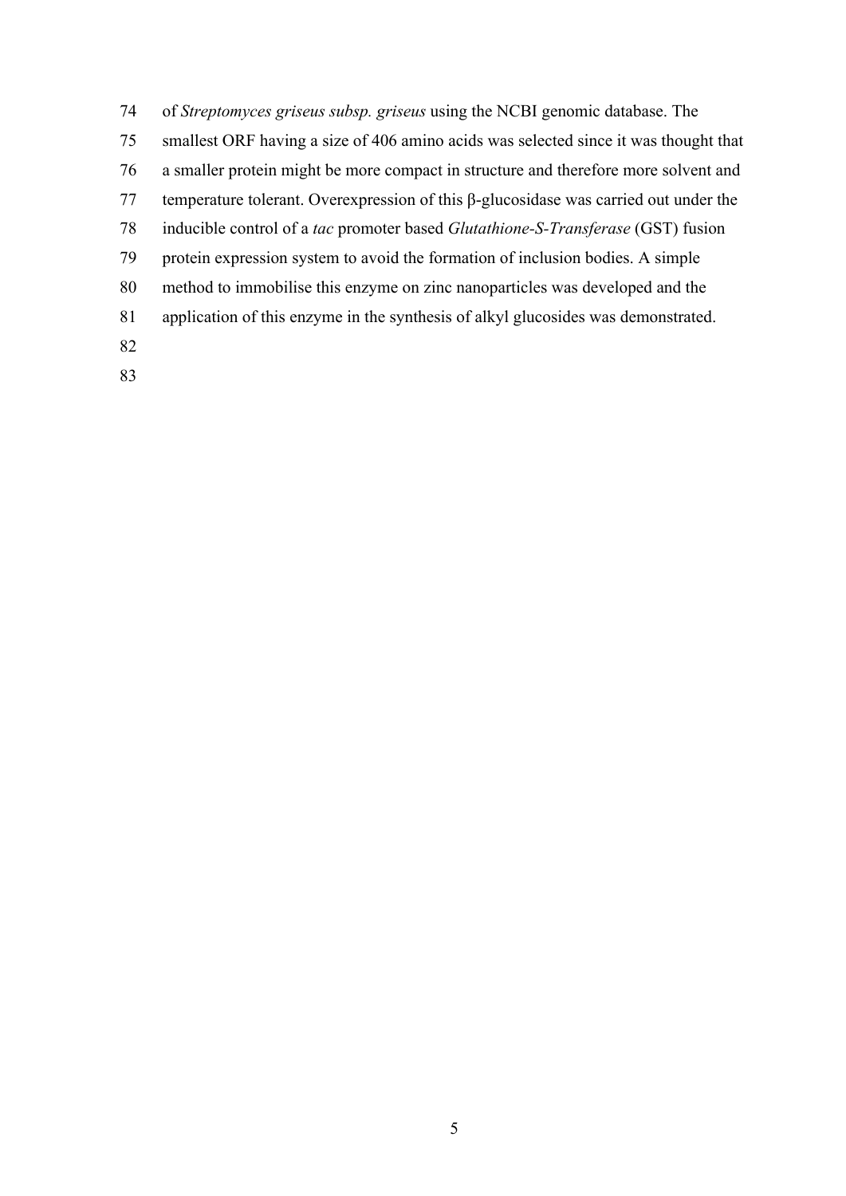of *Streptomyces griseus subsp. griseus* using the NCBI genomic database. The smallest ORF having a size of 406 amino acids was selected since it was thought that a smaller protein might be more compact in structure and therefore more solvent and temperature tolerant. Overexpression of this β-glucosidase was carried out under the inducible control of a *tac* promoter based *Glutathione-S-Transferase* (GST) fusion protein expression system to avoid the formation of inclusion bodies. A simple method to immobilise this enzyme on zinc nanoparticles was developed and the application of this enzyme in the synthesis of alkyl glucosides was demonstrated.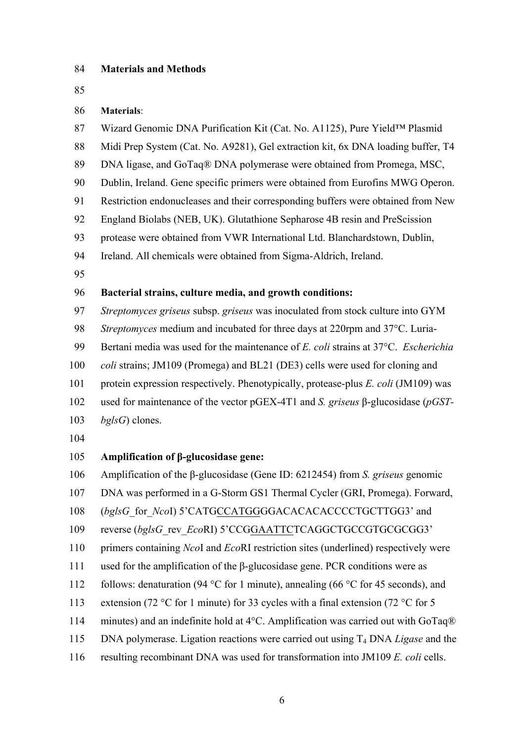## Materials and Methods

**Materials**:

Wizard Genomic DNA Purification Kit (Cat. No. A1125), Pure Yield™ Plasmid Midi Prep System (Cat. No. A9281), Gel extraction kit, 6x DNA loading buffer, T4 DNA ligase, and GoTaq® DNA polymerase were obtained from Promega, MSC, Dublin, Ireland. Gene specific primers were obtained from Eurofins MWG Operon. Restriction endonucleases and their corresponding buffers were obtained from New England Biolabs (NEB, UK). Glutathione Sepharose 4B resin and PreScission protease were obtained from VWR International Ltd. Blanchardstown, Dublin, Ireland. All chemicals were obtained from Sigma-Aldrich, Ireland.

**Bacterial strains, culture media, and growth conditions:**

*Streptomyces griseus* subsp. *griseus* was inoculated from stock culture into GYM *Streptomyces* medium and incubated for three days at 220rpm and 37°C. Luria-Bertani media was used for the maintenance of *E. coli* strains at 37°C. *Escherichia coli* strains; JM109 (Promega) and BL21 (DE3) cells were used for cloning and protein expression respectively. Phenotypically, protease-plus *E. coli* (JM109) was used for maintenance of the vector pGEX-4T1 and *S. griseus* β-glucosidase (*pGST-bglsG*) clones.

**Amplification of β-glucosidase gene:**

Amplification of the β-glucosidase (Gene ID: 6212454) from *S. griseus* genomic DNA was performed in a G-Storm GS1 Thermal Cycler (GRI, Promega). Forward, (*bglsG*_for_*Nco*I) 5'CATG<u>CCATGG</u>GGACACACACCCCTGCTTGG3' and reverse (*bglsG*_rev_*Eco*RI) 5'CCG<u>GAATTC</u>TCAGGCTGCCGTGCGCGG3' primers containing *Nco*I and *Eco*RI restriction sites (underlined) respectively were used for the amplification of the β-glucosidase gene. PCR conditions were as follows: denaturation (94 °C for 1 minute), annealing (66 °C for 45 seconds), and extension (72 °C for 1 minute) for 33 cycles with a final extension (72 °C for 5 minutes) and an indefinite hold at 4°C. Amplification was carried out with GoTaq® DNA polymerase. Ligation reactions were carried out using $T_4$ DNA *Ligase* and the resulting recombinant DNA was used for transformation into JM109 *E. coli* cells.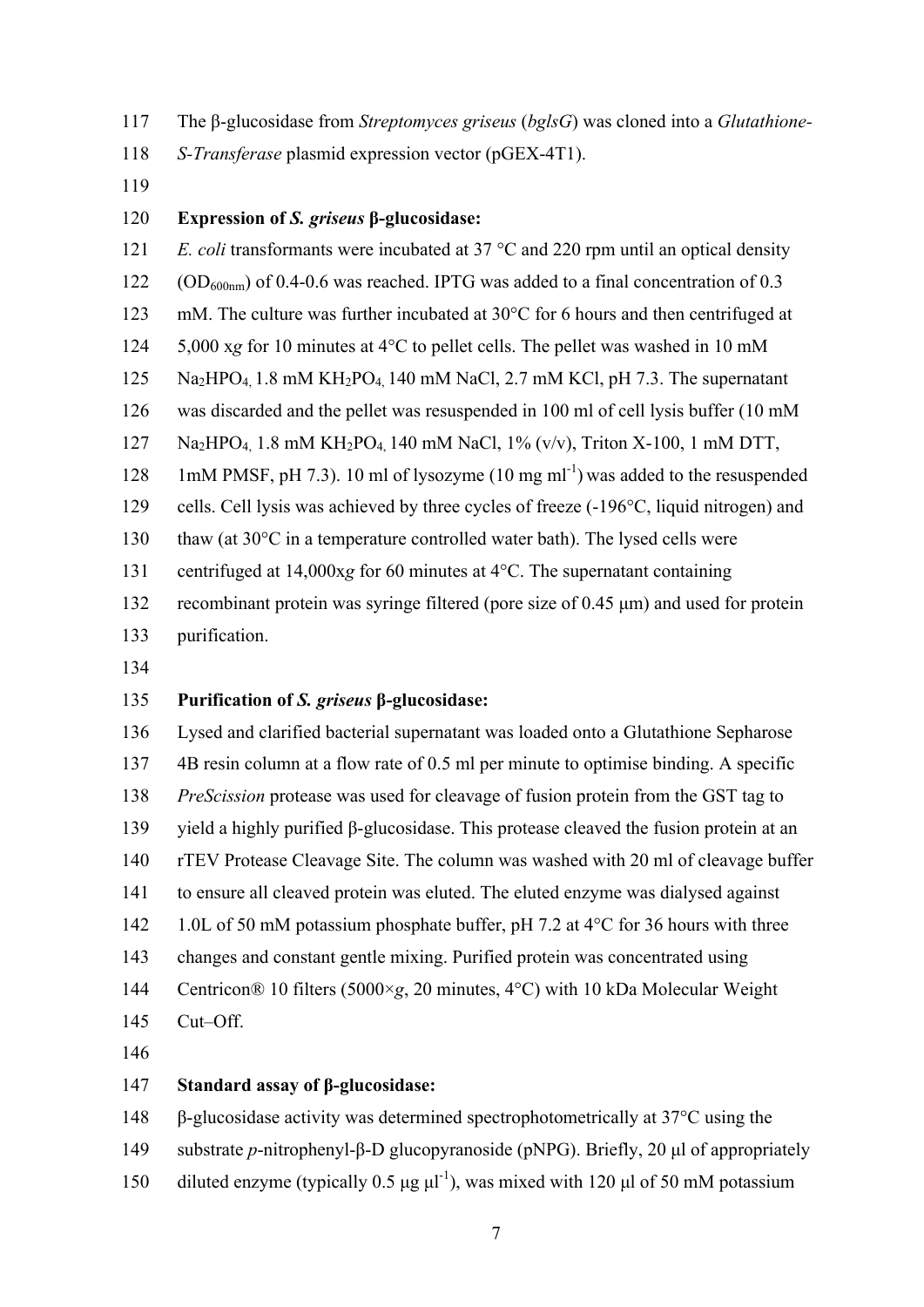The β-glucosidase from *Streptomyces griseus* (*bglsG*) was cloned into a *Glutathione-S-Transferase* plasmid expression vector (pGEX-4T1).

**Expression of *S. griseus* β-glucosidase:**

*E. coli* transformants were incubated at 37 °C and 220 rpm until an optical density ($OD_{600nm}$) of 0.4-0.6 was reached. IPTG was added to a final concentration of 0.3 mM. The culture was further incubated at 30°C for 6 hours and then centrifuged at 5,000 x*g* for 10 minutes at 4°C to pellet cells. The pellet was washed in 10 mM $Na_2HPO_4$, 1.8 mM $KH_2PO_4$, 140 mM NaCl, 2.7 mM KCl, pH 7.3. The supernatant was discarded and the pellet was resuspended in 100 ml of cell lysis buffer (10 mM $Na_2HPO_4$, 1.8 mM $KH_2PO_4$, 140 mM NaCl, 1% (v/v), Triton X-100, 1 mM DTT, 1mM PMSF, pH 7.3). 10 ml of lysozyme (10 mg $ml^{-1}$) was added to the resuspended cells. Cell lysis was achieved by three cycles of freeze (-196°C, liquid nitrogen) and thaw (at 30°C in a temperature controlled water bath). The lysed cells were centrifuged at 14,000x*g* for 60 minutes at 4°C. The supernatant containing recombinant protein was syringe filtered (pore size of 0.45 μm) and used for protein purification.

**Purification of *S. griseus* β-glucosidase:**

Lysed and clarified bacterial supernatant was loaded onto a Glutathione Sepharose 4B resin column at a flow rate of 0.5 ml per minute to optimise binding. A specific *PreScission* protease was used for cleavage of fusion protein from the GST tag to yield a highly purified β-glucosidase. This protease cleaved the fusion protein at an rTEV Protease Cleavage Site. The column was washed with 20 ml of cleavage buffer to ensure all cleaved protein was eluted. The eluted enzyme was dialysed against 1.0L of 50 mM potassium phosphate buffer, pH 7.2 at 4°C for 36 hours with three changes and constant gentle mixing. Purified protein was concentrated using Centricon® 10 filters (5000×*g*, 20 minutes, 4°C) with 10 kDa Molecular Weight Cut–Off.

**Standard assay of β-glucosidase:**

β-glucosidase activity was determined spectrophotometrically at 37°C using the substrate *p*-nitrophenyl-β-D glucopyranoside (pNPG). Briefly, 20 μl of appropriately diluted enzyme (typically 0.5 μg $\mu l^{-1}$), was mixed with 120 μl of 50 mM potassium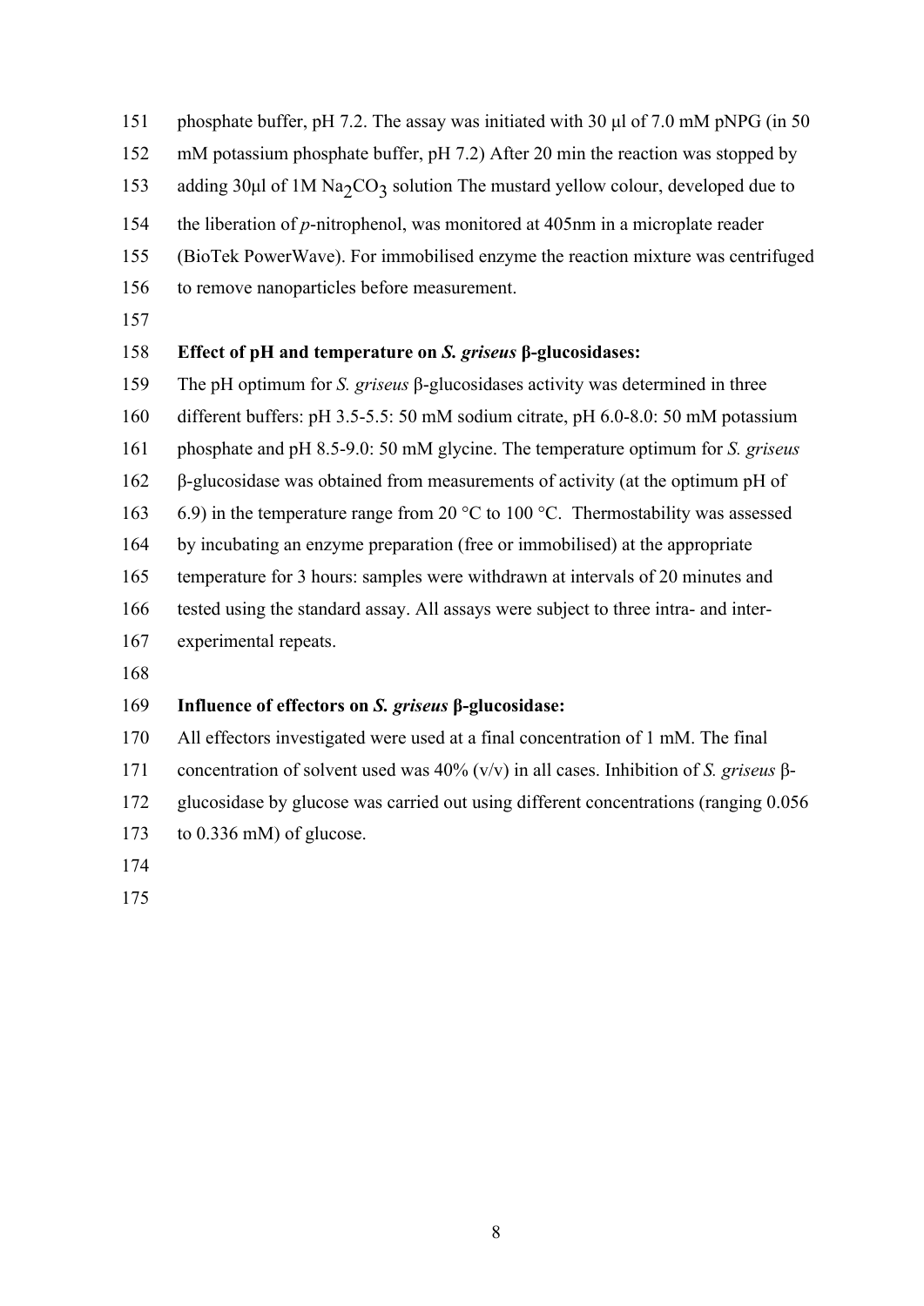phosphate buffer, pH 7.2. The assay was initiated with 30 µl of 7.0 mM pNPG (in 50 mM potassium phosphate buffer, pH 7.2) After 20 min the reaction was stopped by adding 30µl of 1M $Na_2CO_3$ solution The mustard yellow colour, developed due to the liberation of *p*-nitrophenol, was monitored at 405nm in a microplate reader (BioTek PowerWave). For immobilised enzyme the reaction mixture was centrifuged to remove nanoparticles before measurement.

**Effect of pH and temperature on *S. griseus* β-glucosidases:**

The pH optimum for *S. griseus* β-glucosidases activity was determined in three different buffers: pH 3.5-5.5: 50 mM sodium citrate, pH 6.0-8.0: 50 mM potassium phosphate and pH 8.5-9.0: 50 mM glycine. The temperature optimum for *S. griseus* β-glucosidase was obtained from measurements of activity (at the optimum pH of 6.9) in the temperature range from 20 °C to 100 °C. Thermostability was assessed by incubating an enzyme preparation (free or immobilised) at the appropriate temperature for 3 hours: samples were withdrawn at intervals of 20 minutes and tested using the standard assay. All assays were subject to three intra- and inter-experimental repeats.

**Influence of effectors on *S. griseus* β-glucosidase:**

All effectors investigated were used at a final concentration of 1 mM. The final concentration of solvent used was 40% (v/v) in all cases. Inhibition of *S. griseus* β-glucosidase by glucose was carried out using different concentrations (ranging 0.056 to 0.336 mM) of glucose.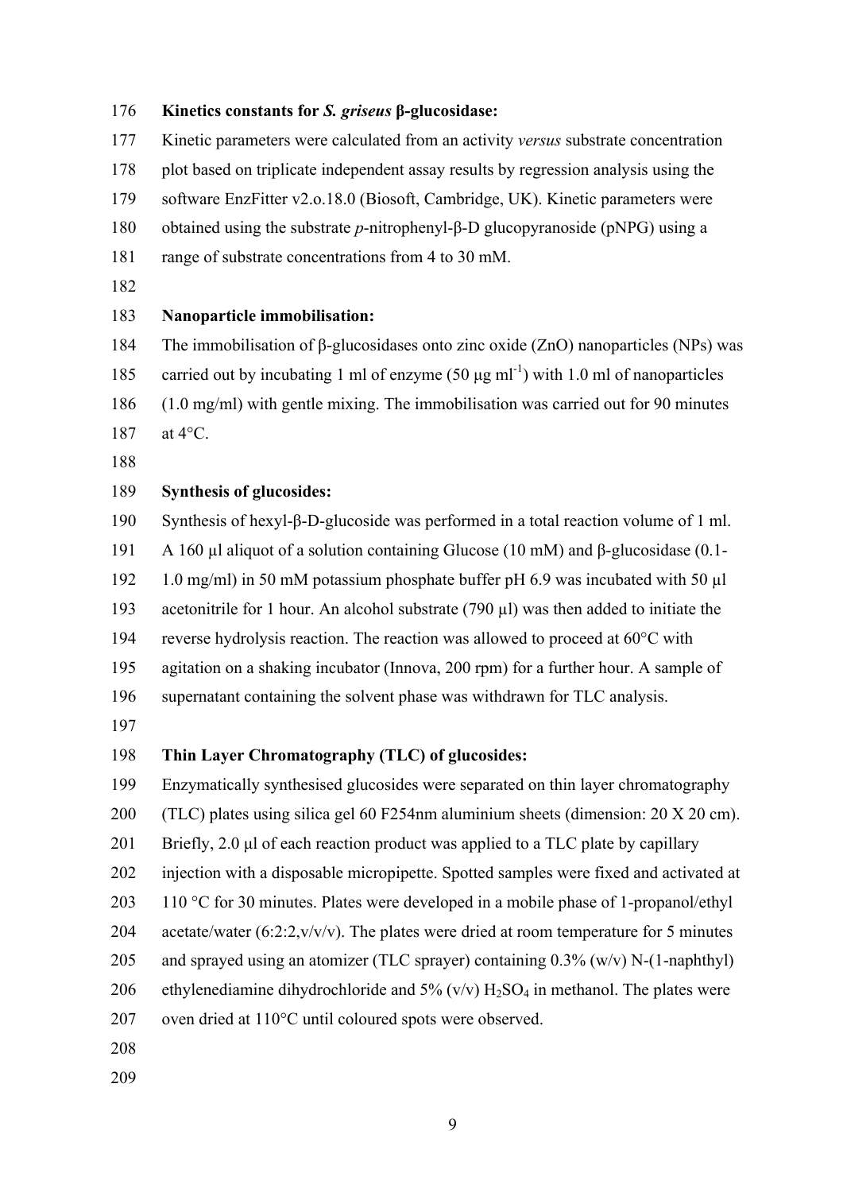**Kinetics constants for *S. griseus* β-glucosidase:**

Kinetic parameters were calculated from an activity *versus* substrate concentration plot based on triplicate independent assay results by regression analysis using the software EnzFitter v2.o.18.0 (Biosoft, Cambridge, UK). Kinetic parameters were obtained using the substrate *p*-nitrophenyl-β-D glucopyranoside (pNPG) using a range of substrate concentrations from 4 to 30 mM.

**Nanoparticle immobilisation:**

The immobilisation of β-glucosidases onto zinc oxide (ZnO) nanoparticles (NPs) was carried out by incubating 1 ml of enzyme (50 μg $ml^{-1}$) with 1.0 ml of nanoparticles (1.0 mg/ml) with gentle mixing. The immobilisation was carried out for 90 minutes at 4°C.

**Synthesis of glucosides:**

Synthesis of hexyl-β-D-glucoside was performed in a total reaction volume of 1 ml. A 160 μl aliquot of a solution containing Glucose (10 mM) and β-glucosidase (0.1-1.0 mg/ml) in 50 mM potassium phosphate buffer pH 6.9 was incubated with 50 μl acetonitrile for 1 hour. An alcohol substrate (790 μl) was then added to initiate the reverse hydrolysis reaction. The reaction was allowed to proceed at 60°C with agitation on a shaking incubator (Innova, 200 rpm) for a further hour. A sample of supernatant containing the solvent phase was withdrawn for TLC analysis.

**Thin Layer Chromatography (TLC) of glucosides:**

Enzymatically synthesised glucosides were separated on thin layer chromatography (TLC) plates using silica gel 60 F254nm aluminium sheets (dimension: 20 X 20 cm). Briefly, 2.0 μl of each reaction product was applied to a TLC plate by capillary injection with a disposable micropipette. Spotted samples were fixed and activated at 110 °C for 30 minutes. Plates were developed in a mobile phase of 1-propanol/ethyl acetate/water (6:2:2,v/v/v). The plates were dried at room temperature for 5 minutes and sprayed using an atomizer (TLC sprayer) containing 0.3% (w/v) N-(1-naphthyl) ethylenediamine dihydrochloride and 5% (v/v) $H_2SO_4$ in methanol. The plates were oven dried at 110°C until coloured spots were observed.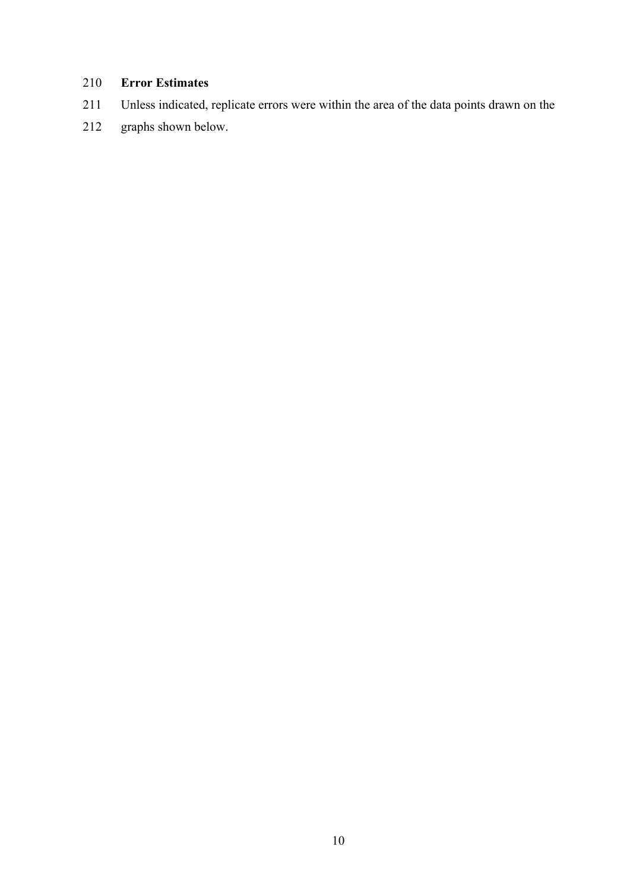**Error Estimates**

Unless indicated, replicate errors were within the area of the data points drawn on the graphs shown below.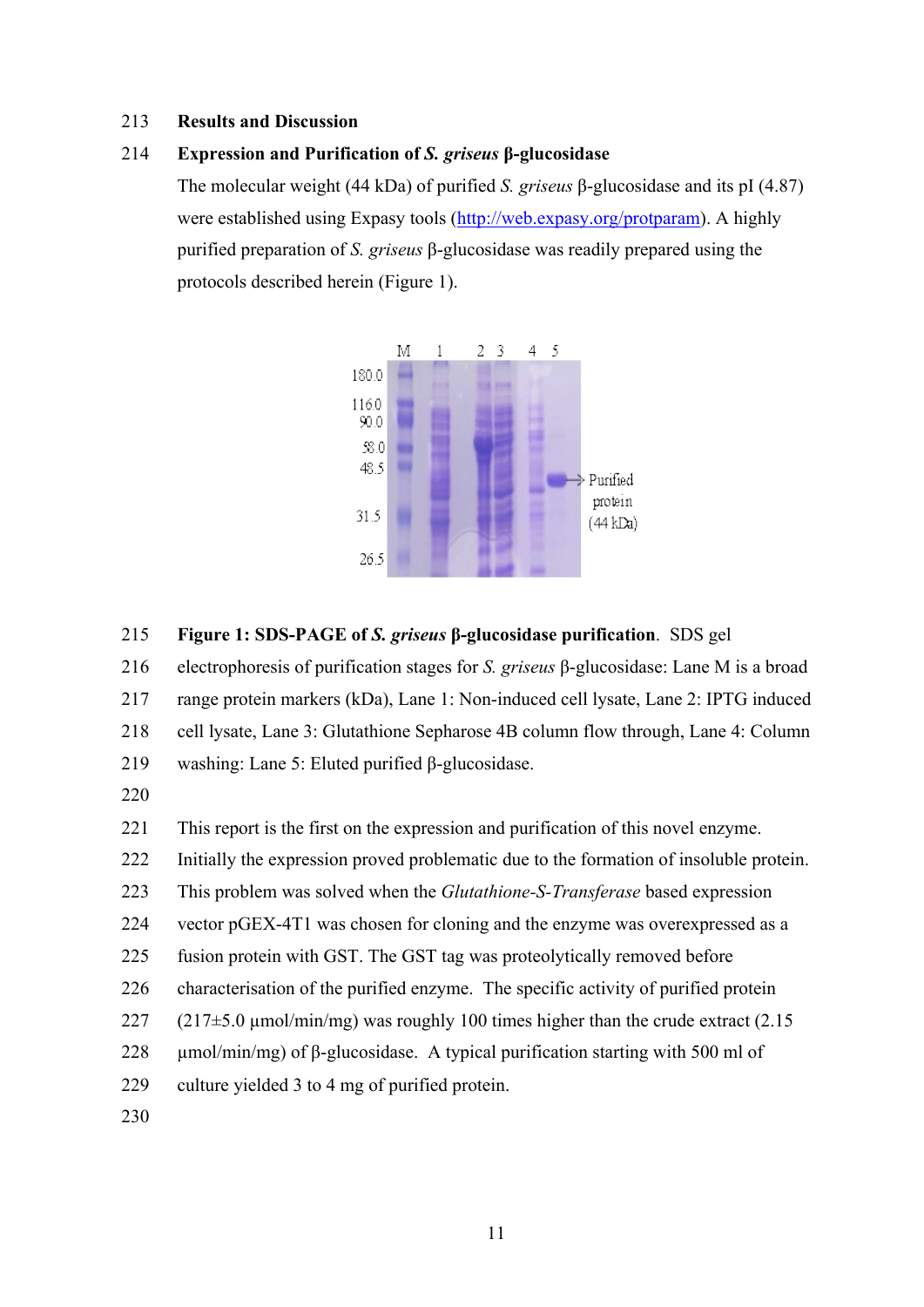## Results and Discussion

### Expression and Purification of *S. griseus* β-glucosidase

The molecular weight (44 kDa) of purified *S. griseus* β-glucosidase and its pI (4.87) were established using Expasy tools (http://web.expasy.org/protparam). A highly purified preparation of *S. griseus* β-glucosidase was readily prepared using the protocols described herein (Figure 1).

**Figure 1: SDS-PAGE of *S. griseus* β-glucosidase purification**. SDS gel electrophoresis of purification stages for *S. griseus* β-glucosidase: Lane M is a broad range protein markers (kDa), Lane 1: Non-induced cell lysate, Lane 2: IPTG induced cell lysate, Lane 3: Glutathione Sepharose 4B column flow through, Lane 4: Column washing: Lane 5: Eluted purified β-glucosidase.

This report is the first on the expression and purification of this novel enzyme. Initially the expression proved problematic due to the formation of insoluble protein. This problem was solved when the *Glutathione-S-Transferase* based expression vector pGEX-4T1 was chosen for cloning and the enzyme was overexpressed as a fusion protein with GST. The GST tag was proteolytically removed before characterisation of the purified enzyme. The specific activity of purified protein (217±5.0 μmol/min/mg) was roughly 100 times higher than the crude extract (2.15 μmol/min/mg) of β-glucosidase. A typical purification starting with 500 ml of culture yielded 3 to 4 mg of purified protein.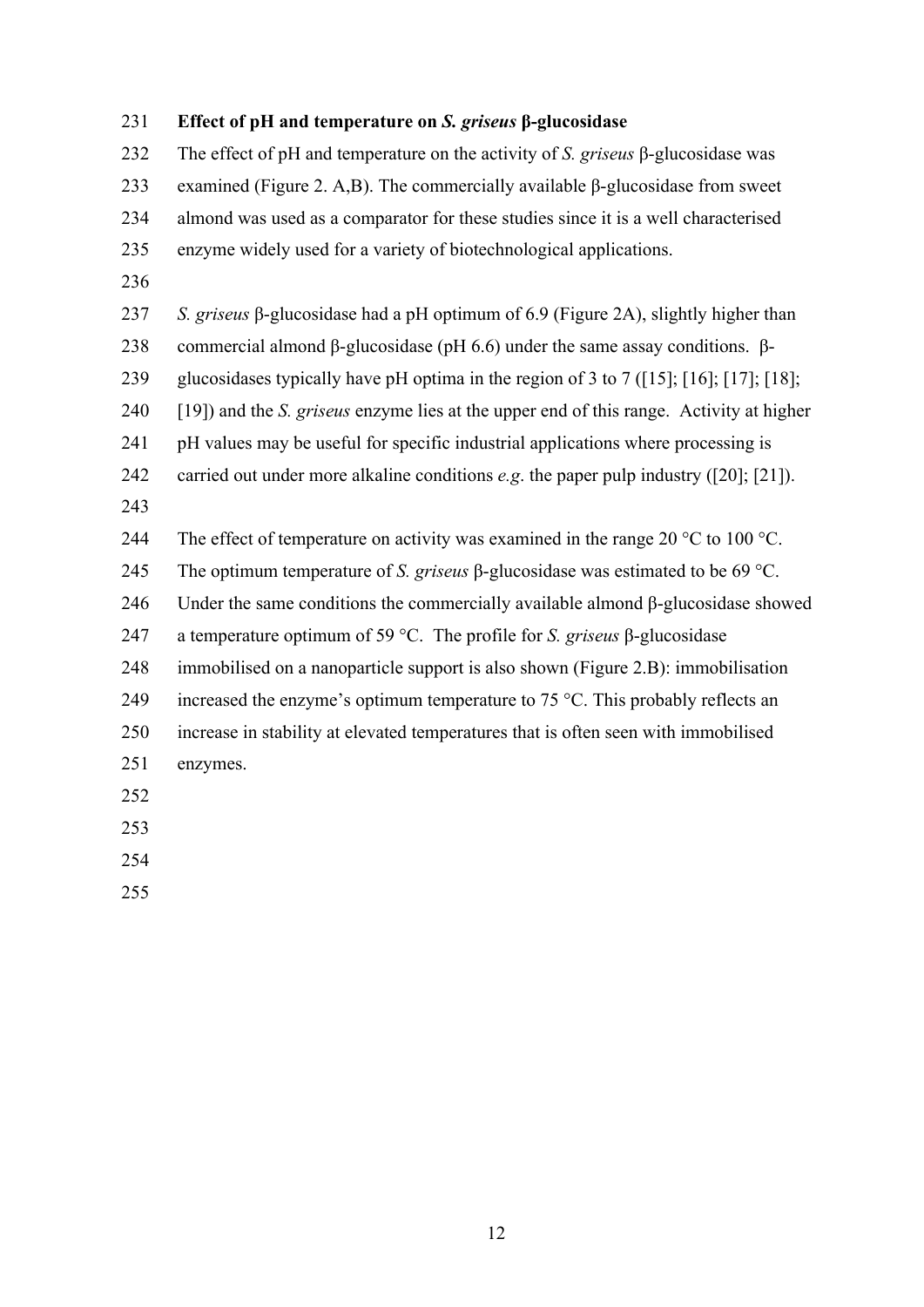**Effect of pH and temperature on *S. griseus* β-glucosidase**

The effect of pH and temperature on the activity of *S. griseus* β-glucosidase was examined (Figure 2. A,B). The commercially available β-glucosidase from sweet almond was used as a comparator for these studies since it is a well characterised enzyme widely used for a variety of biotechnological applications.

*S. griseus* β-glucosidase had a pH optimum of 6.9 (Figure 2A), slightly higher than commercial almond β-glucosidase (pH 6.6) under the same assay conditions. β-glucosidases typically have pH optima in the region of 3 to 7 ([15]; [16]; [17]; [18]; [19]) and the *S. griseus* enzyme lies at the upper end of this range. Activity at higher pH values may be useful for specific industrial applications where processing is carried out under more alkaline conditions *e.g*. the paper pulp industry ([20]; [21]).

The effect of temperature on activity was examined in the range 20 °C to 100 °C. The optimum temperature of *S. griseus* β-glucosidase was estimated to be 69 °C. Under the same conditions the commercially available almond β-glucosidase showed a temperature optimum of 59 °C. The profile for *S. griseus* β-glucosidase immobilised on a nanoparticle support is also shown (Figure 2.B): immobilisation increased the enzyme's optimum temperature to 75 °C. This probably reflects an increase in stability at elevated temperatures that is often seen with immobilised enzymes.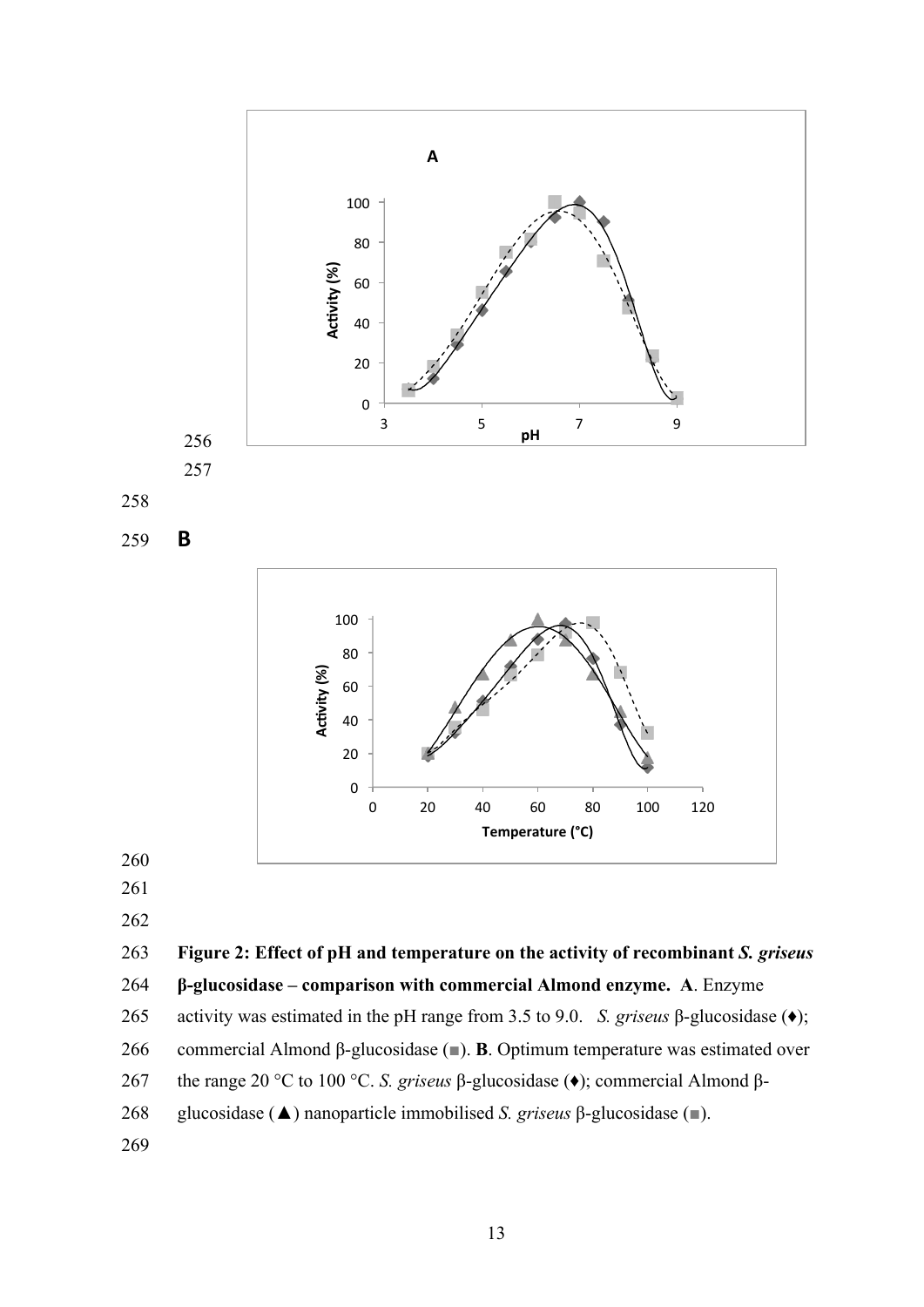**A**

**B**

**Figure 2: Effect of pH and temperature on the activity of recombinant *S. griseus* β-glucosidase – comparison with commercial Almond enzyme. A**. Enzyme activity was estimated in the pH range from 3.5 to 9.0. *S. griseus* β-glucosidase (♦); commercial Almond β-glucosidase (■). **B**. Optimum temperature was estimated over the range 20 °C to 100 °C. *S. griseus* β-glucosidase (♦); commercial Almond β-glucosidase (▲) nanoparticle immobilised *S. griseus* β-glucosidase (■).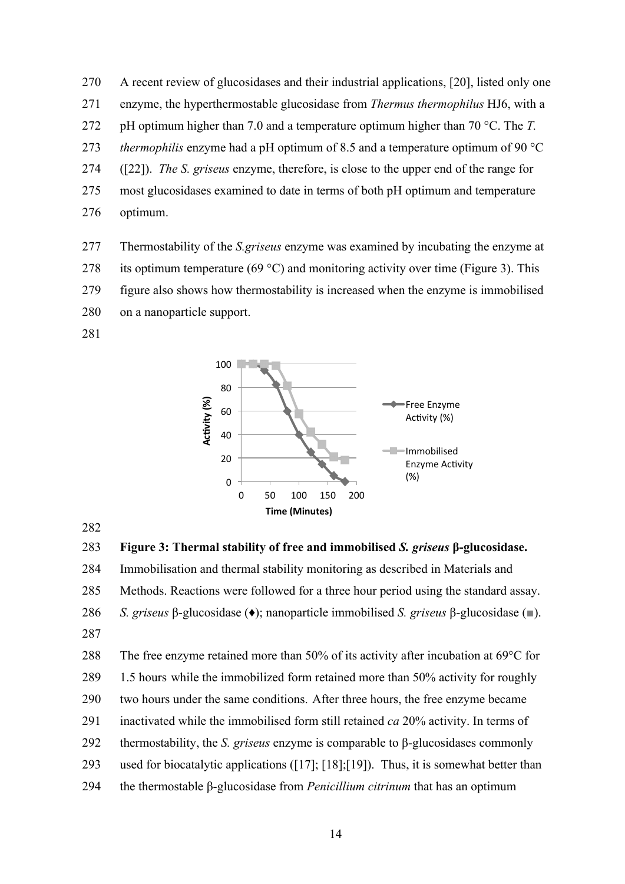A recent review of glucosidases and their industrial applications, [20], listed only one enzyme, the hyperthermostable glucosidase from *Thermus thermophilus* HJ6, with a pH optimum higher than 7.0 and a temperature optimum higher than 70 °C. The *T. thermophilis* enzyme had a pH optimum of 8.5 and a temperature optimum of 90 °C ([22]). *The S. griseus* enzyme, therefore, is close to the upper end of the range for most glucosidases examined to date in terms of both pH optimum and temperature optimum.

Thermostability of the *S.griseus* enzyme was examined by incubating the enzyme at its optimum temperature (69 °C) and monitoring activity over time (Figure 3). This figure also shows how thermostability is increased when the enzyme is immobilised on a nanoparticle support.

**Figure 3: Thermal stability of free and immobilised *S. griseus* β-glucosidase.** Immobilisation and thermal stability monitoring as described in Materials and Methods. Reactions were followed for a three hour period using the standard assay. *S. griseus* β-glucosidase (♦); nanoparticle immobilised *S. griseus* β-glucosidase (■).

The free enzyme retained more than 50% of its activity after incubation at 69°C for 1.5 hours while the immobilized form retained more than 50% activity for roughly two hours under the same conditions. After three hours, the free enzyme became inactivated while the immobilised form still retained *ca* 20% activity. In terms of thermostability, the *S. griseus* enzyme is comparable to β-glucosidases commonly used for biocatalytic applications ([17]; [18];[19]). Thus, it is somewhat better than the thermostable β-glucosidase from *Penicillium citrinum* that has an optimum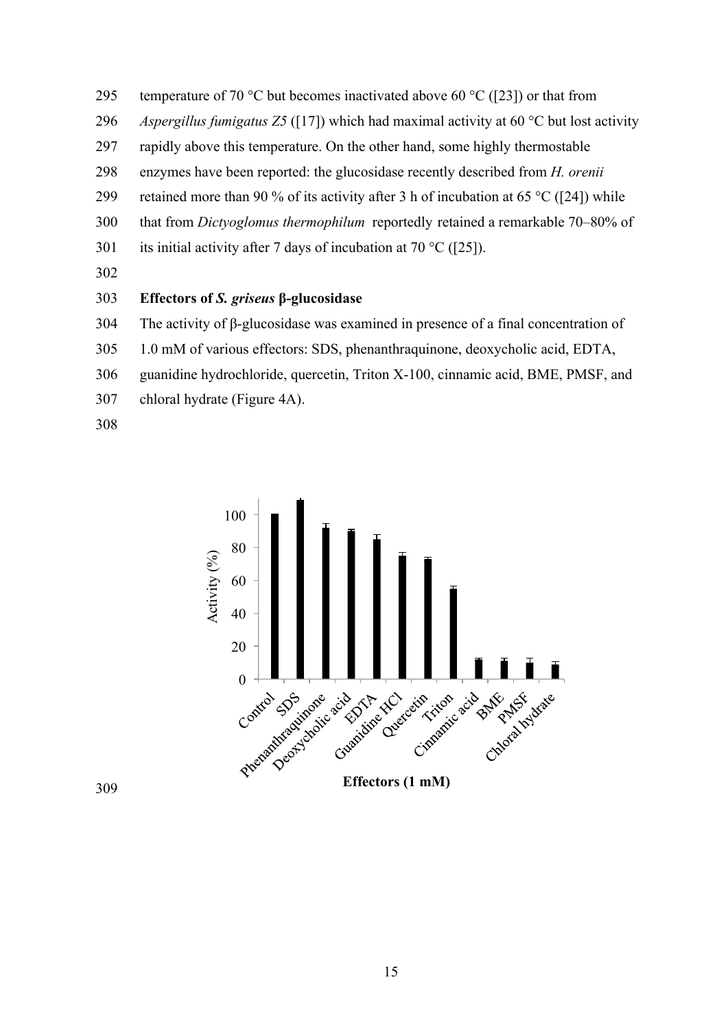temperature of 70 °C but becomes inactivated above 60 °C ([23]) or that from *Aspergillus fumigatus Z5* ([17]) which had maximal activity at 60 °C but lost activity rapidly above this temperature. On the other hand, some highly thermostable enzymes have been reported: the glucosidase recently described from *H. orenii* retained more than 90 % of its activity after 3 h of incubation at 65 °C ([24]) while that from *Dictyoglomus thermophilum* reportedly retained a remarkable 70–80% of its initial activity after 7 days of incubation at 70 °C ([25]).

### Effectors of *S. griseus* β-glucosidase

The activity of β-glucosidase was examined in presence of a final concentration of 1.0 mM of various effectors: SDS, phenanthraquinone, deoxycholic acid, EDTA, guanidine hydrochloride, quercetin, Triton X-100, cinnamic acid, BME, PMSF, and chloral hydrate (Figure 4A).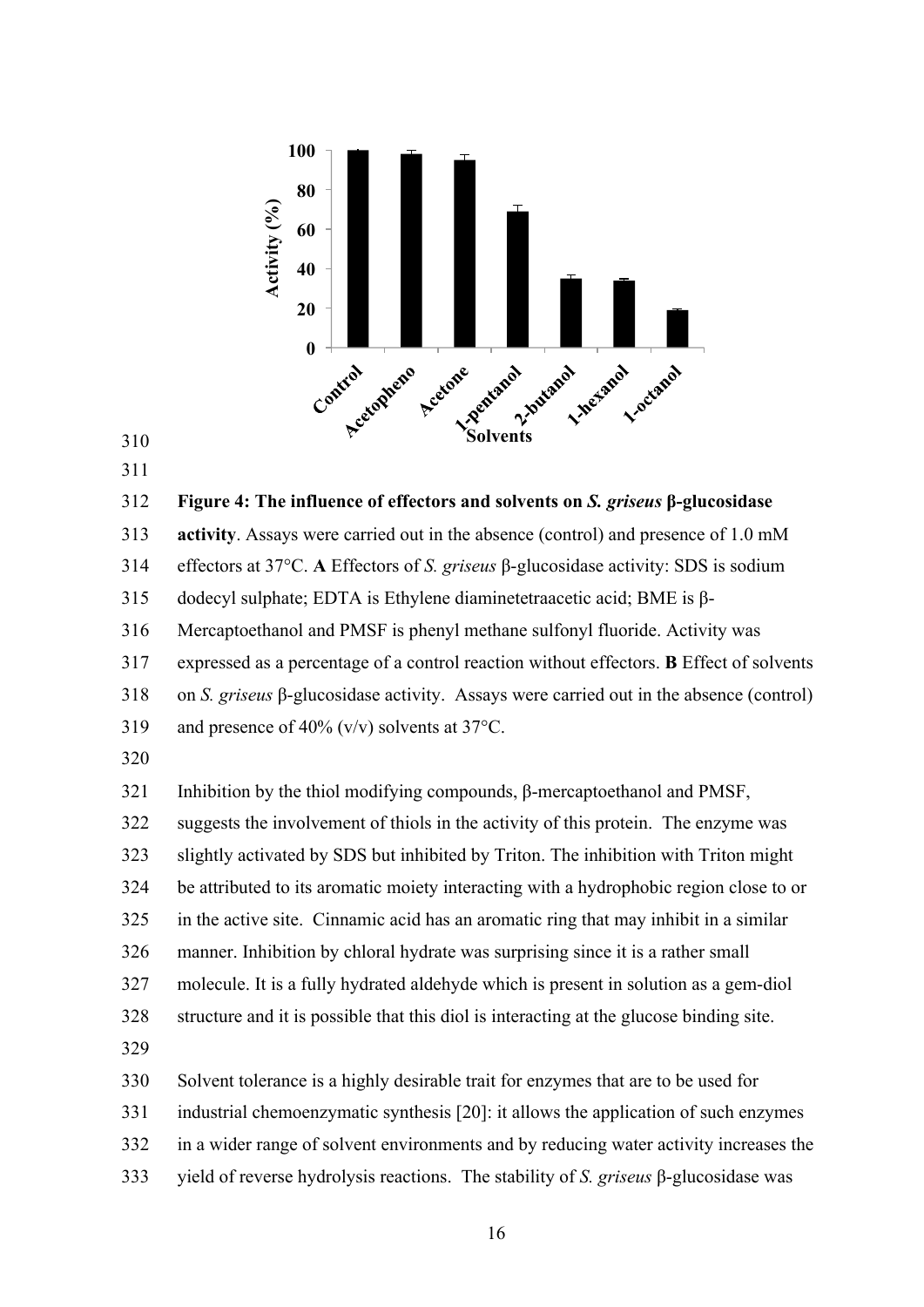**Figure 4: The influence of effectors and solvents on *S. griseus* β-glucosidase activity**. Assays were carried out in the absence (control) and presence of 1.0 mM effectors at 37°C. **A** Effectors of *S. griseus* β-glucosidase activity: SDS is sodium dodecyl sulphate; EDTA is Ethylene diaminetetraacetic acid; BME is β-Mercaptoethanol and PMSF is phenyl methane sulfonyl fluoride. Activity was expressed as a percentage of a control reaction without effectors. **B** Effect of solvents on *S. griseus* β-glucosidase activity. Assays were carried out in the absence (control) and presence of 40% (v/v) solvents at 37°C.

Inhibition by the thiol modifying compounds, β-mercaptoethanol and PMSF, suggests the involvement of thiols in the activity of this protein. The enzyme was slightly activated by SDS but inhibited by Triton. The inhibition with Triton might be attributed to its aromatic moiety interacting with a hydrophobic region close to or in the active site. Cinnamic acid has an aromatic ring that may inhibit in a similar manner. Inhibition by chloral hydrate was surprising since it is a rather small molecule. It is a fully hydrated aldehyde which is present in solution as a gem-diol structure and it is possible that this diol is interacting at the glucose binding site.

Solvent tolerance is a highly desirable trait for enzymes that are to be used for industrial chemoenzymatic synthesis [20]: it allows the application of such enzymes in a wider range of solvent environments and by reducing water activity increases the yield of reverse hydrolysis reactions. The stability of *S. griseus* β-glucosidase was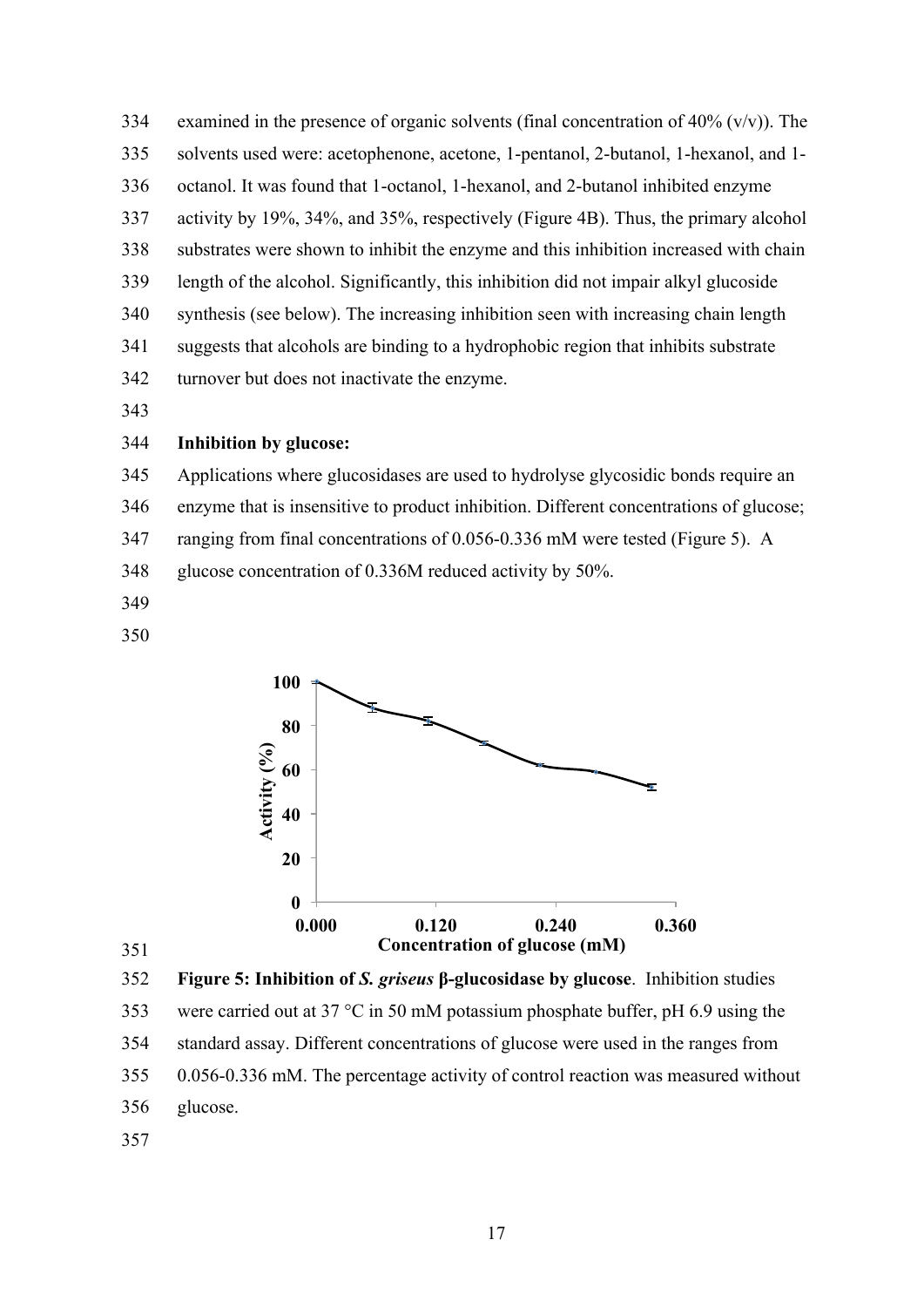examined in the presence of organic solvents (final concentration of 40% (v/v)). The solvents used were: acetophenone, acetone, 1-pentanol, 2-butanol, 1-hexanol, and 1-octanol. It was found that 1-octanol, 1-hexanol, and 2-butanol inhibited enzyme activity by 19%, 34%, and 35%, respectively (Figure 4B). Thus, the primary alcohol substrates were shown to inhibit the enzyme and this inhibition increased with chain length of the alcohol. Significantly, this inhibition did not impair alkyl glucoside synthesis (see below). The increasing inhibition seen with increasing chain length suggests that alcohols are binding to a hydrophobic region that inhibits substrate turnover but does not inactivate the enzyme.

**Inhibition by glucose:**

Applications where glucosidases are used to hydrolyse glycosidic bonds require an enzyme that is insensitive to product inhibition. Different concentrations of glucose; ranging from final concentrations of 0.056-0.336 mM were tested (Figure 5). A glucose concentration of 0.336M reduced activity by 50%.

**Figure 5: Inhibition of *S. griseus* β-glucosidase by glucose**. Inhibition studies were carried out at 37 °C in 50 mM potassium phosphate buffer, pH 6.9 using the standard assay. Different concentrations of glucose were used in the ranges from 0.056-0.336 mM. The percentage activity of control reaction was measured without glucose.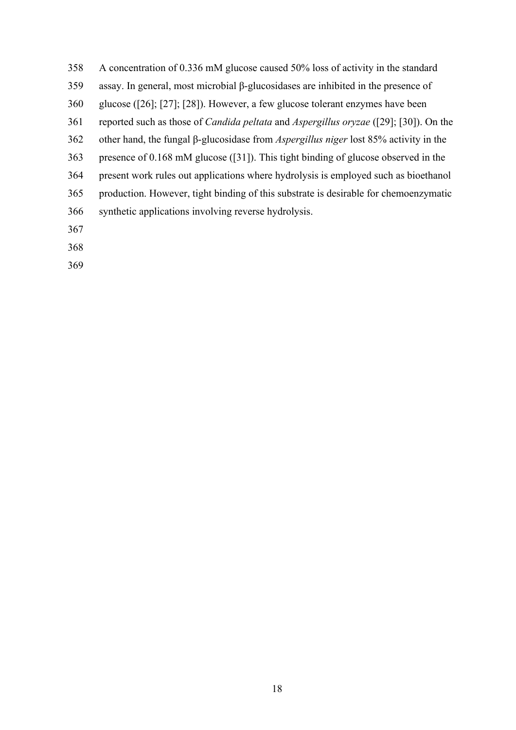A concentration of 0.336 mM glucose caused 50% loss of activity in the standard assay. In general, most microbial β-glucosidases are inhibited in the presence of glucose ([26]; [27]; [28]). However, a few glucose tolerant enzymes have been reported such as those of *Candida peltata* and *Aspergillus oryzae* ([29]; [30]). On the other hand, the fungal β-glucosidase from *Aspergillus niger* lost 85% activity in the presence of 0.168 mM glucose ([31]). This tight binding of glucose observed in the present work rules out applications where hydrolysis is employed such as bioethanol production. However, tight binding of this substrate is desirable for chemoenzymatic synthetic applications involving reverse hydrolysis.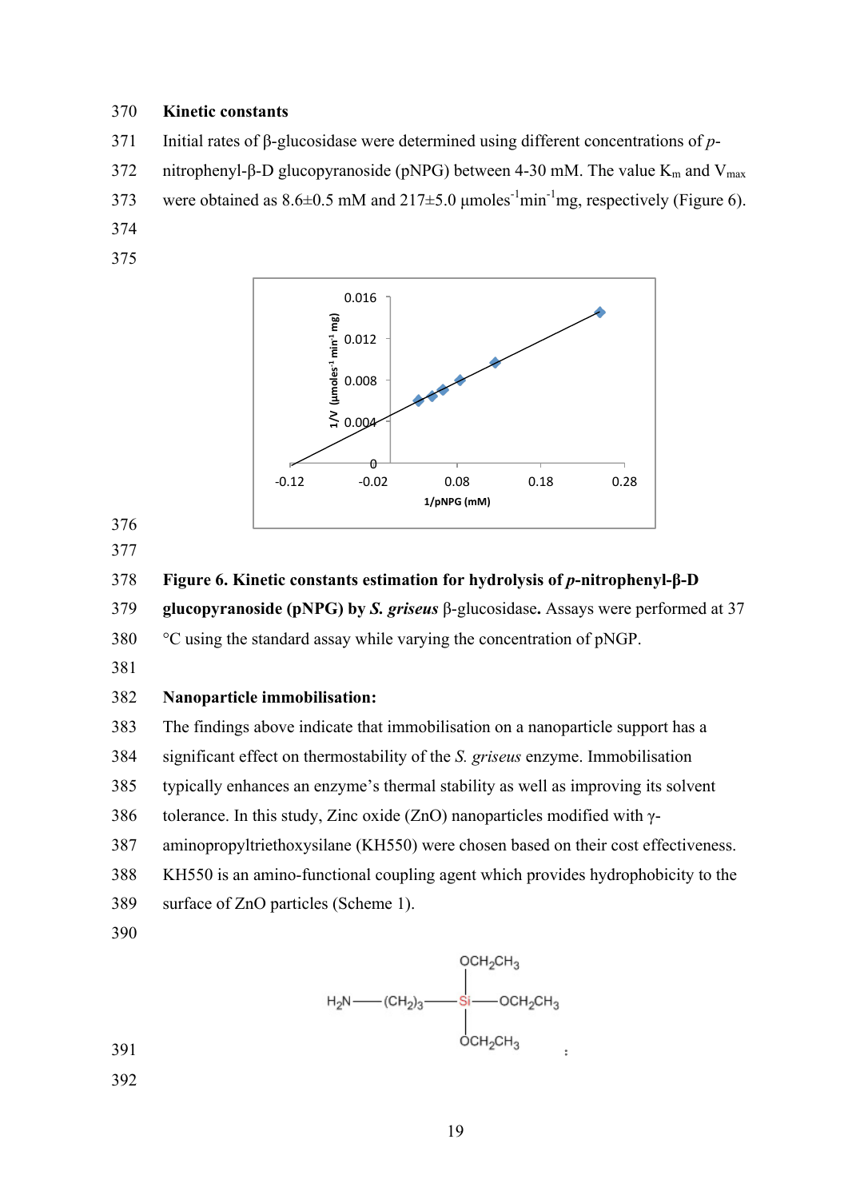**Kinetic constants**

Initial rates of β-glucosidase were determined using different concentrations of *p*-nitrophenyl-β-D glucopyranoside (pNPG) between 4-30 mM. The value $K_m$ and $V_{max}$ were obtained as 8.6±0.5 mM and 217±5.0 μmoles$^{-1}$min$^{-1}$mg, respectively (Figure 6).

**Figure 6. Kinetic constants estimation for hydrolysis of *p*-nitrophenyl-β-D glucopyranoside (pNPG) by *S. griseus*** β-glucosidase**.** Assays were performed at 37 °C using the standard assay while varying the concentration of pNGP.

**Nanoparticle immobilisation:**

The findings above indicate that immobilisation on a nanoparticle support has a significant effect on thermostability of the *S. griseus* enzyme. Immobilisation typically enhances an enzyme's thermal stability as well as improving its solvent tolerance. In this study, Zinc oxide (ZnO) nanoparticles modified with γ-aminopropyltriethoxysilane (KH550) were chosen based on their cost effectiveness. KH550 is an amino-functional coupling agent which provides hydrophobicity to the surface of ZnO particles (Scheme 1).

$$H_2N—(CH_2)_3—Si(OCH_2CH_3)_3$$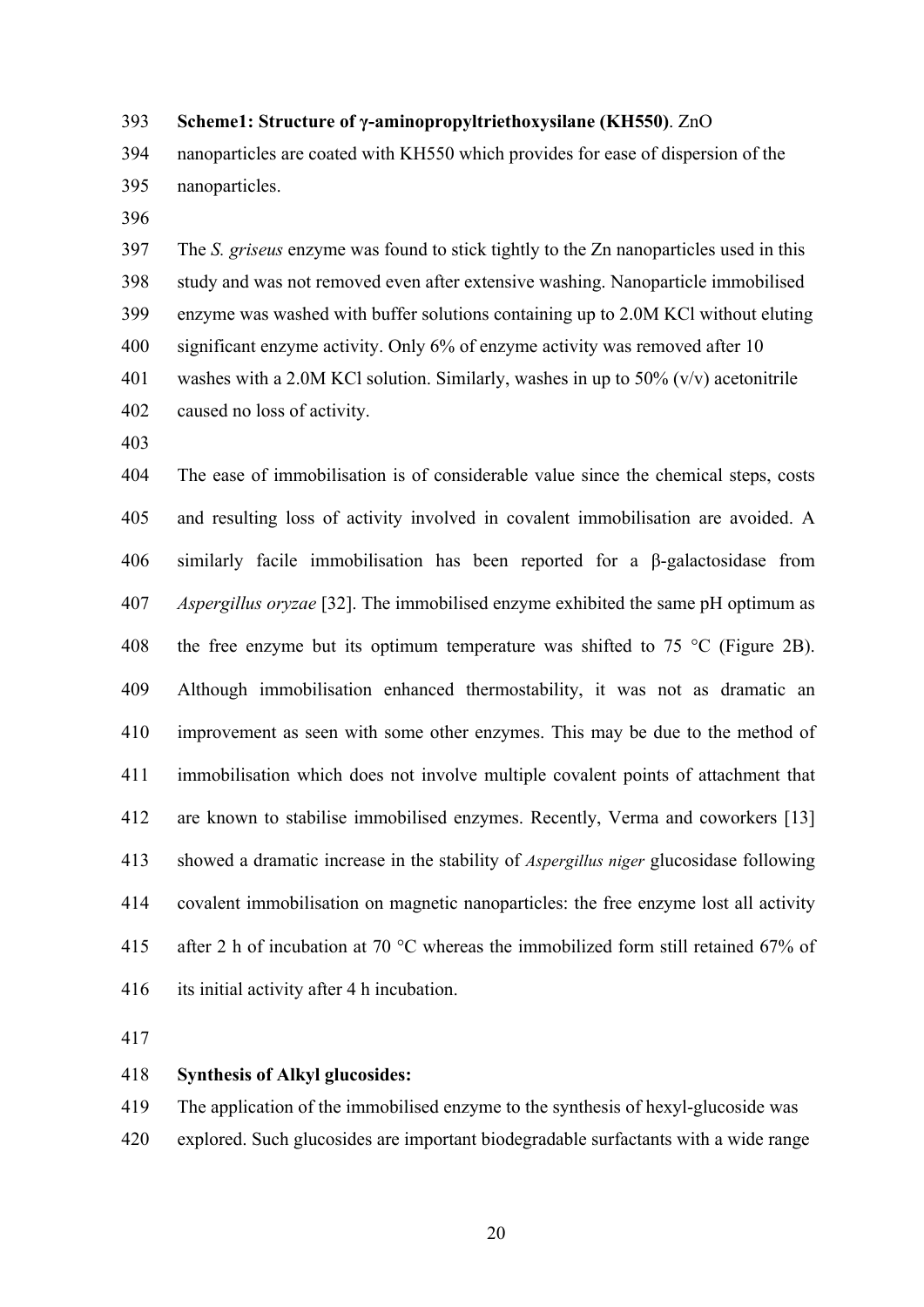**Scheme1: Structure of γ-aminopropyltriethoxysilane (KH550)**. ZnO nanoparticles are coated with KH550 which provides for ease of dispersion of the nanoparticles.

The *S. griseus* enzyme was found to stick tightly to the Zn nanoparticles used in this study and was not removed even after extensive washing. Nanoparticle immobilised enzyme was washed with buffer solutions containing up to 2.0M KCl without eluting significant enzyme activity. Only 6% of enzyme activity was removed after 10 washes with a 2.0M KCl solution. Similarly, washes in up to 50% (v/v) acetonitrile caused no loss of activity.

The ease of immobilisation is of considerable value since the chemical steps, costs and resulting loss of activity involved in covalent immobilisation are avoided. A similarly facile immobilisation has been reported for a β-galactosidase from *Aspergillus oryzae* [32]. The immobilised enzyme exhibited the same pH optimum as the free enzyme but its optimum temperature was shifted to 75 °C (Figure 2B). Although immobilisation enhanced thermostability, it was not as dramatic an improvement as seen with some other enzymes. This may be due to the method of immobilisation which does not involve multiple covalent points of attachment that are known to stabilise immobilised enzymes. Recently, Verma and coworkers [13] showed a dramatic increase in the stability of *Aspergillus niger* glucosidase following covalent immobilisation on magnetic nanoparticles: the free enzyme lost all activity after 2 h of incubation at 70 °C whereas the immobilized form still retained 67% of its initial activity after 4 h incubation.

**Synthesis of Alkyl glucosides:**

The application of the immobilised enzyme to the synthesis of hexyl-glucoside was explored. Such glucosides are important biodegradable surfactants with a wide range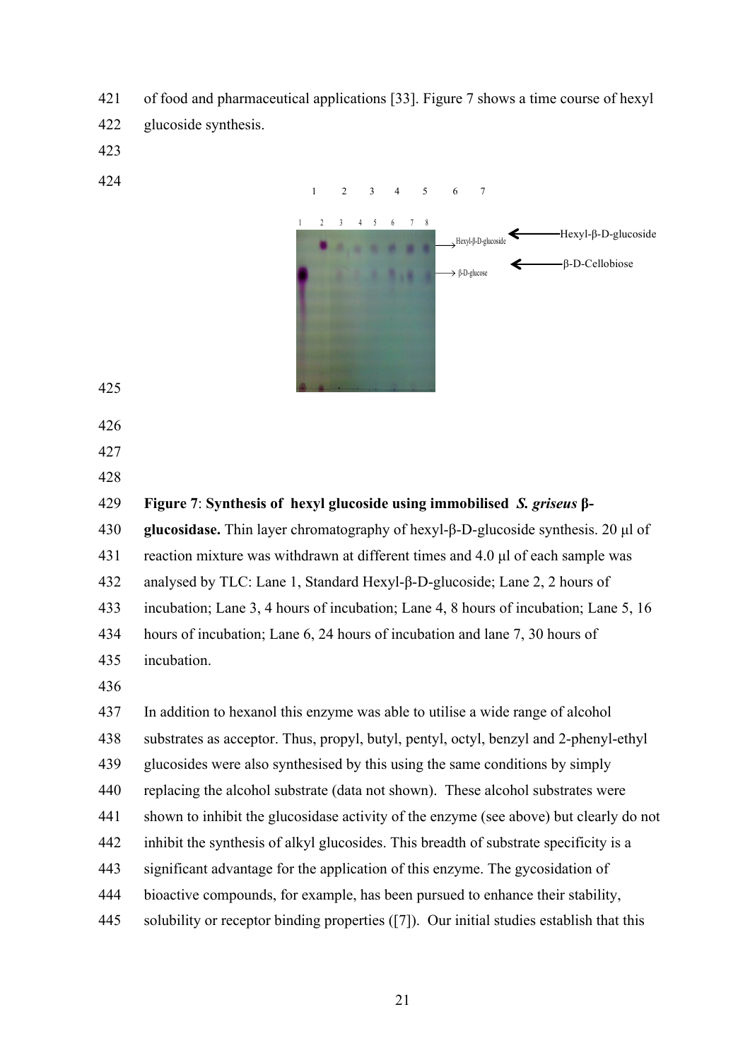of food and pharmaceutical applications [33]. Figure 7 shows a time course of hexyl glucoside synthesis.

**Figure 7**: **Synthesis of hexyl glucoside using immobilised *S. griseus* β-glucosidase.** Thin layer chromatography of hexyl-β-D-glucoside synthesis. 20 µl of reaction mixture was withdrawn at different times and 4.0 µl of each sample was analysed by TLC: Lane 1, Standard Hexyl-β-D-glucoside; Lane 2, 2 hours of incubation; Lane 3, 4 hours of incubation; Lane 4, 8 hours of incubation; Lane 5, 16 hours of incubation; Lane 6, 24 hours of incubation and lane 7, 30 hours of incubation.

In addition to hexanol this enzyme was able to utilise a wide range of alcohol substrates as acceptor. Thus, propyl, butyl, pentyl, octyl, benzyl and 2-phenyl-ethyl glucosides were also synthesised by this using the same conditions by simply replacing the alcohol substrate (data not shown). These alcohol substrates were shown to inhibit the glucosidase activity of the enzyme (see above) but clearly do not inhibit the synthesis of alkyl glucosides. This breadth of substrate specificity is a significant advantage for the application of this enzyme. The gycosidation of bioactive compounds, for example, has been pursued to enhance their stability, solubility or receptor binding properties ([7]). Our initial studies establish that this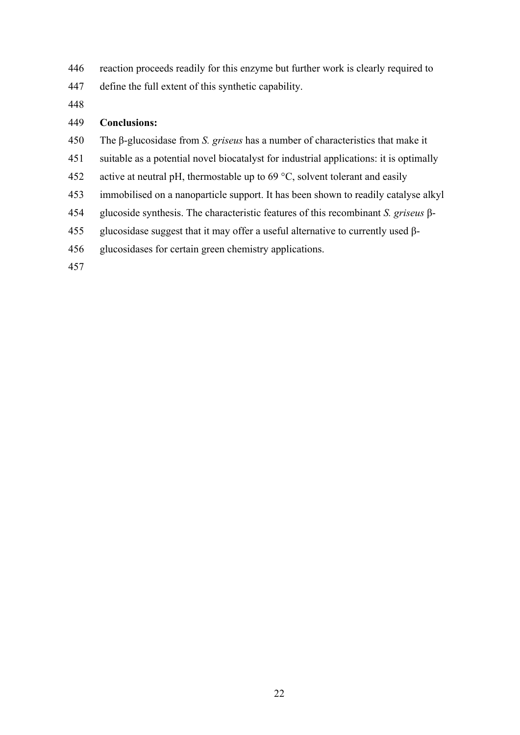reaction proceeds readily for this enzyme but further work is clearly required to define the full extent of this synthetic capability.

**Conclusions:**

The β-glucosidase from *S. griseus* has a number of characteristics that make it suitable as a potential novel biocatalyst for industrial applications: it is optimally active at neutral pH, thermostable up to 69 °C, solvent tolerant and easily immobilised on a nanoparticle support. It has been shown to readily catalyse alkyl glucoside synthesis. The characteristic features of this recombinant *S. griseus* β-glucosidase suggest that it may offer a useful alternative to currently used β-glucosidases for certain green chemistry applications.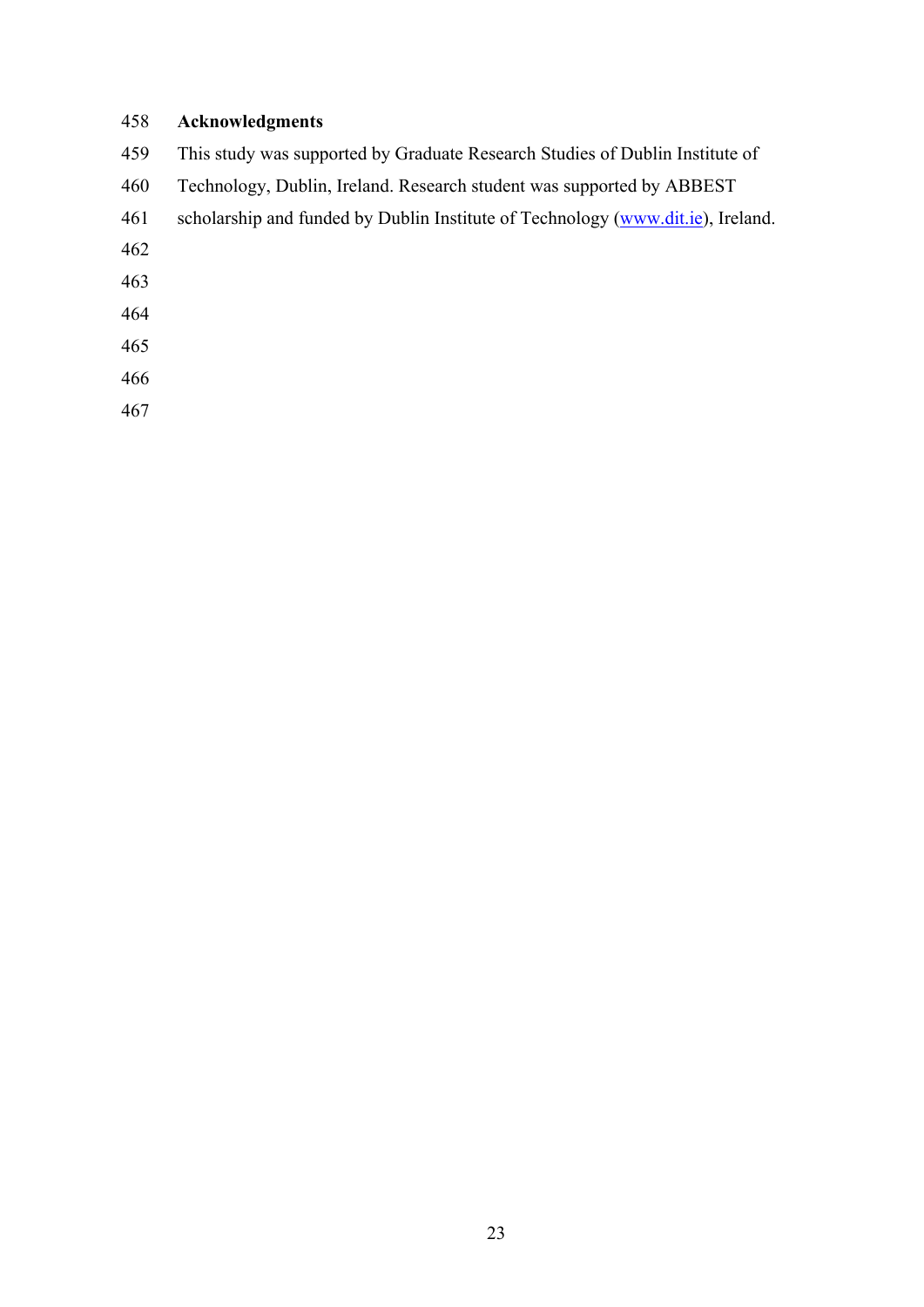## Acknowledgments

This study was supported by Graduate Research Studies of Dublin Institute of Technology, Dublin, Ireland. Research student was supported by ABBEST scholarship and funded by Dublin Institute of Technology (www.dit.ie), Ireland.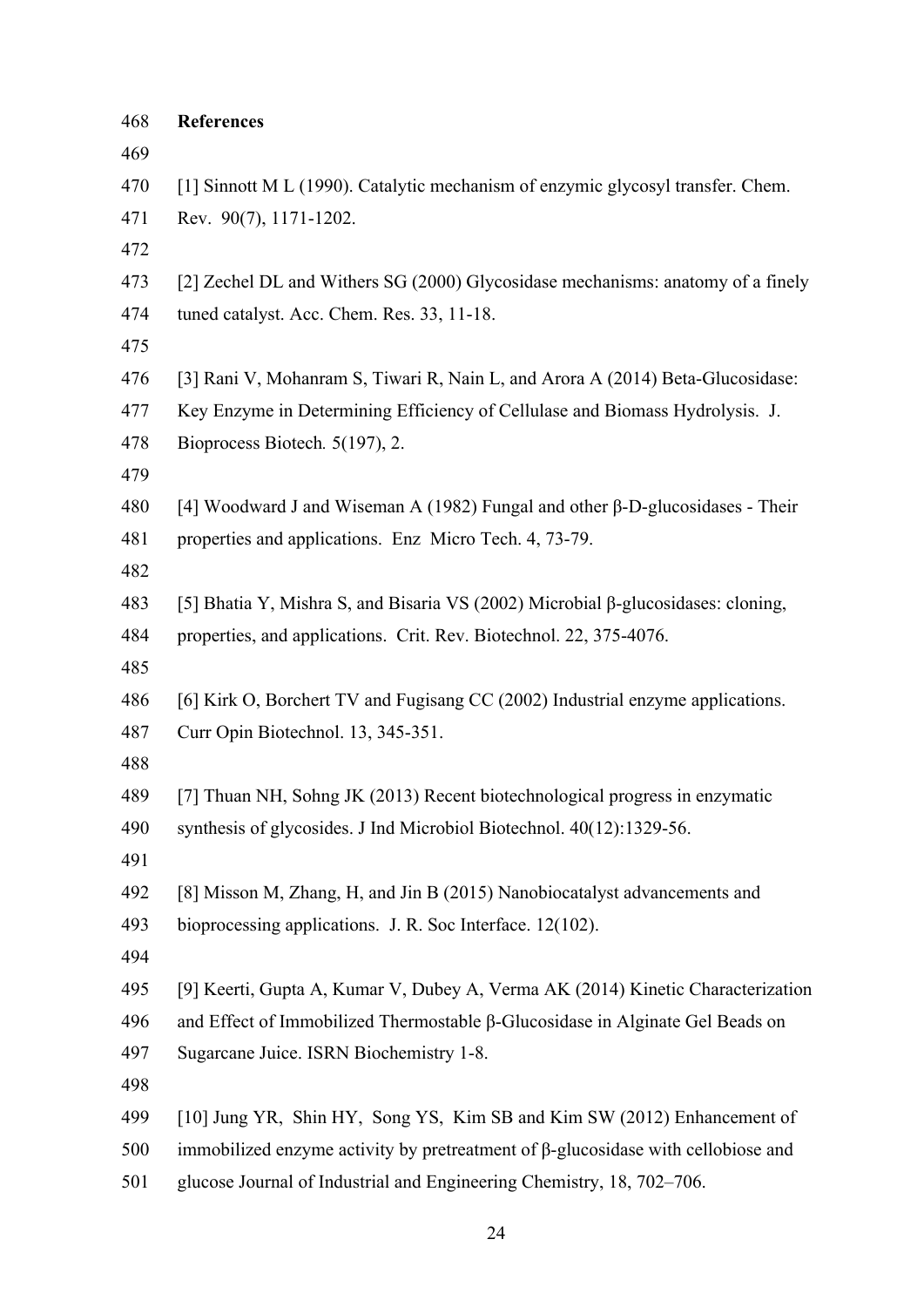## References

[1] Sinnott M L (1990). Catalytic mechanism of enzymic glycosyl transfer. Chem. Rev. 90(7), 1171-1202.

[2] Zechel DL and Withers SG (2000) Glycosidase mechanisms: anatomy of a finely tuned catalyst. Acc. Chem. Res. 33, 11-18.

[3] Rani V, Mohanram S, Tiwari R, Nain L, and Arora A (2014) Beta-Glucosidase: Key Enzyme in Determining Efficiency of Cellulase and Biomass Hydrolysis. J. Bioprocess Biotech*.* 5(197), 2.

[4] Woodward J and Wiseman A (1982) Fungal and other β-D-glucosidases - Their properties and applications. Enz Micro Tech. 4, 73-79.

[5] Bhatia Y, Mishra S, and Bisaria VS (2002) Microbial β-glucosidases: cloning, properties, and applications. Crit. Rev. Biotechnol. 22, 375-4076.

[6] Kirk O, Borchert TV and Fugisang CC (2002) Industrial enzyme applications. Curr Opin Biotechnol. 13, 345-351.

[7] Thuan NH, Sohng JK (2013) Recent biotechnological progress in enzymatic synthesis of glycosides. J Ind Microbiol Biotechnol. 40(12):1329-56.

[8] Misson M, Zhang, H, and Jin B (2015) Nanobiocatalyst advancements and bioprocessing applications. J. R. Soc Interface. 12(102).

[9] Keerti, Gupta A, Kumar V, Dubey A, Verma AK (2014) Kinetic Characterization and Effect of Immobilized Thermostable β-Glucosidase in Alginate Gel Beads on Sugarcane Juice. ISRN Biochemistry 1-8.

[10] Jung YR, Shin HY, Song YS, Kim SB and Kim SW (2012) Enhancement of immobilized enzyme activity by pretreatment of β-glucosidase with cellobiose and glucose Journal of Industrial and Engineering Chemistry, 18, 702–706.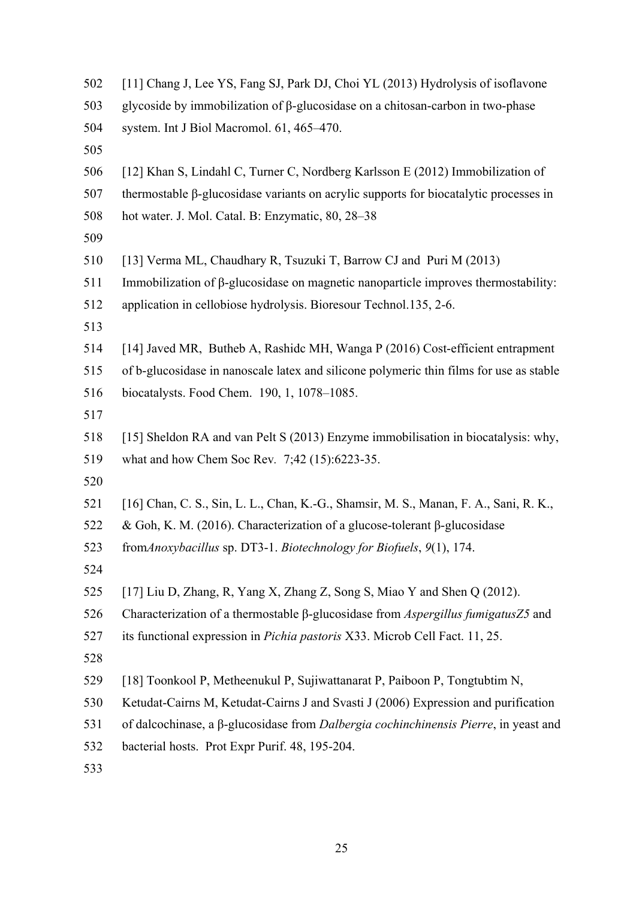[11] Chang J, Lee YS, Fang SJ, Park DJ, Choi YL (2013) Hydrolysis of isoflavone glycoside by immobilization of β-glucosidase on a chitosan-carbon in two-phase system. Int J Biol Macromol. 61, 465–470.

[12] Khan S, Lindahl C, Turner C, Nordberg Karlsson E (2012) Immobilization of thermostable β-glucosidase variants on acrylic supports for biocatalytic processes in hot water. J. Mol. Catal. B: Enzymatic, 80, 28–38

[13] Verma ML, Chaudhary R, Tsuzuki T, Barrow CJ and Puri M (2013) Immobilization of β-glucosidase on magnetic nanoparticle improves thermostability: application in cellobiose hydrolysis. Bioresour Technol.135, 2-6.

[14] Javed MR, Butheb A, Rashidc MH, Wanga P (2016) Cost-efficient entrapment of b-glucosidase in nanoscale latex and silicone polymeric thin films for use as stable biocatalysts. Food Chem. 190, 1, 1078–1085.

[15] Sheldon RA and van Pelt S (2013) Enzyme immobilisation in biocatalysis: why, what and how Chem Soc Rev. 7;42 (15):6223-35.

[16] Chan, C. S., Sin, L. L., Chan, K.-G., Shamsir, M. S., Manan, F. A., Sani, R. K., & Goh, K. M. (2016). Characterization of a glucose-tolerant β-glucosidase from*Anoxybacillus* sp. DT3-1. *Biotechnology for Biofuels*, *9*(1), 174.

[17] Liu D, Zhang, R, Yang X, Zhang Z, Song S, Miao Y and Shen Q (2012). Characterization of a thermostable β-glucosidase from *Aspergillus fumigatusZ5* and its functional expression in *Pichia pastoris* X33. Microb Cell Fact. 11, 25.

[18] Toonkool P, Metheenukul P, Sujiwattanarat P, Paiboon P, Tongtubtim N, Ketudat-Cairns M, Ketudat-Cairns J and Svasti J (2006) Expression and purification of dalcochinase, a β-glucosidase from *Dalbergia cochinchinensis Pierre*, in yeast and bacterial hosts. Prot Expr Purif. 48, 195-204.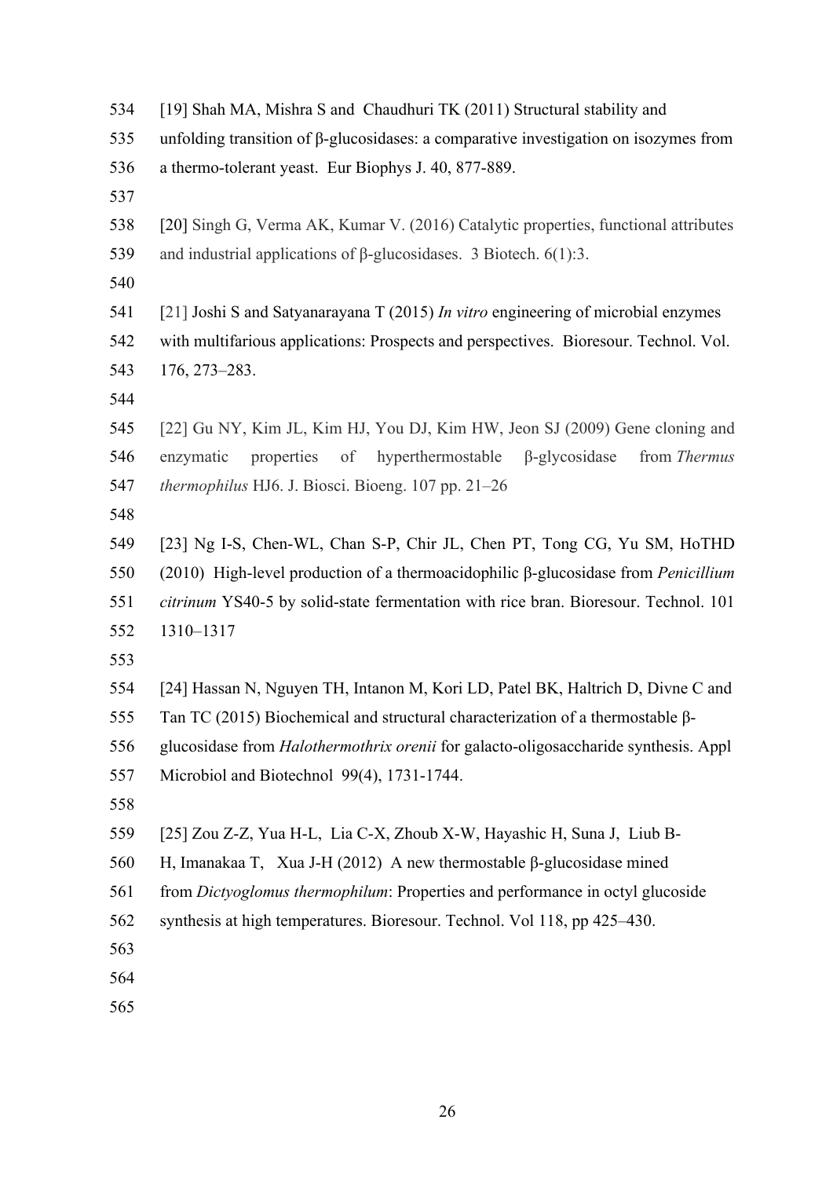[19] Shah MA, Mishra S and Chaudhuri TK (2011) Structural stability and unfolding transition of β-glucosidases: a comparative investigation on isozymes from a thermo-tolerant yeast. Eur Biophys J. 40, 877-889.

[20] Singh G, Verma AK, Kumar V. (2016) Catalytic properties, functional attributes and industrial applications of β-glucosidases. 3 Biotech. 6(1):3.

[21] Joshi S and Satyanarayana T (2015) *In vitro* engineering of microbial enzymes with multifarious applications: Prospects and perspectives. Bioresour. Technol. Vol. 176, 273–283.

[22] Gu NY, Kim JL, Kim HJ, You DJ, Kim HW, Jeon SJ (2009) Gene cloning and enzymatic properties of hyperthermostable β-glycosidase from *Thermus thermophilus* HJ6. J. Biosci. Bioeng. 107 pp. 21–26

[23] Ng I-S, Chen-WL, Chan S-P, Chir JL, Chen PT, Tong CG, Yu SM, HoTHD (2010) High-level production of a thermoacidophilic β-glucosidase from *Penicillium citrinum* YS40-5 by solid-state fermentation with rice bran. Bioresour. Technol. 101 1310–1317

[24] Hassan N, Nguyen TH, Intanon M, Kori LD, Patel BK, Haltrich D, Divne C and Tan TC (2015) Biochemical and structural characterization of a thermostable β-glucosidase from *Halothermothrix orenii* for galacto-oligosaccharide synthesis. Appl Microbiol and Biotechnol 99(4), 1731-1744.

[25] Zou Z-Z, Yua H-L, Lia C-X, Zhoub X-W, Hayashic H, Suna J, Liub B-H, Imanakaa T, Xua J-H (2012) A new thermostable β-glucosidase mined from *Dictyoglomus thermophilum*: Properties and performance in octyl glucoside synthesis at high temperatures. Bioresour. Technol. Vol 118, pp 425–430.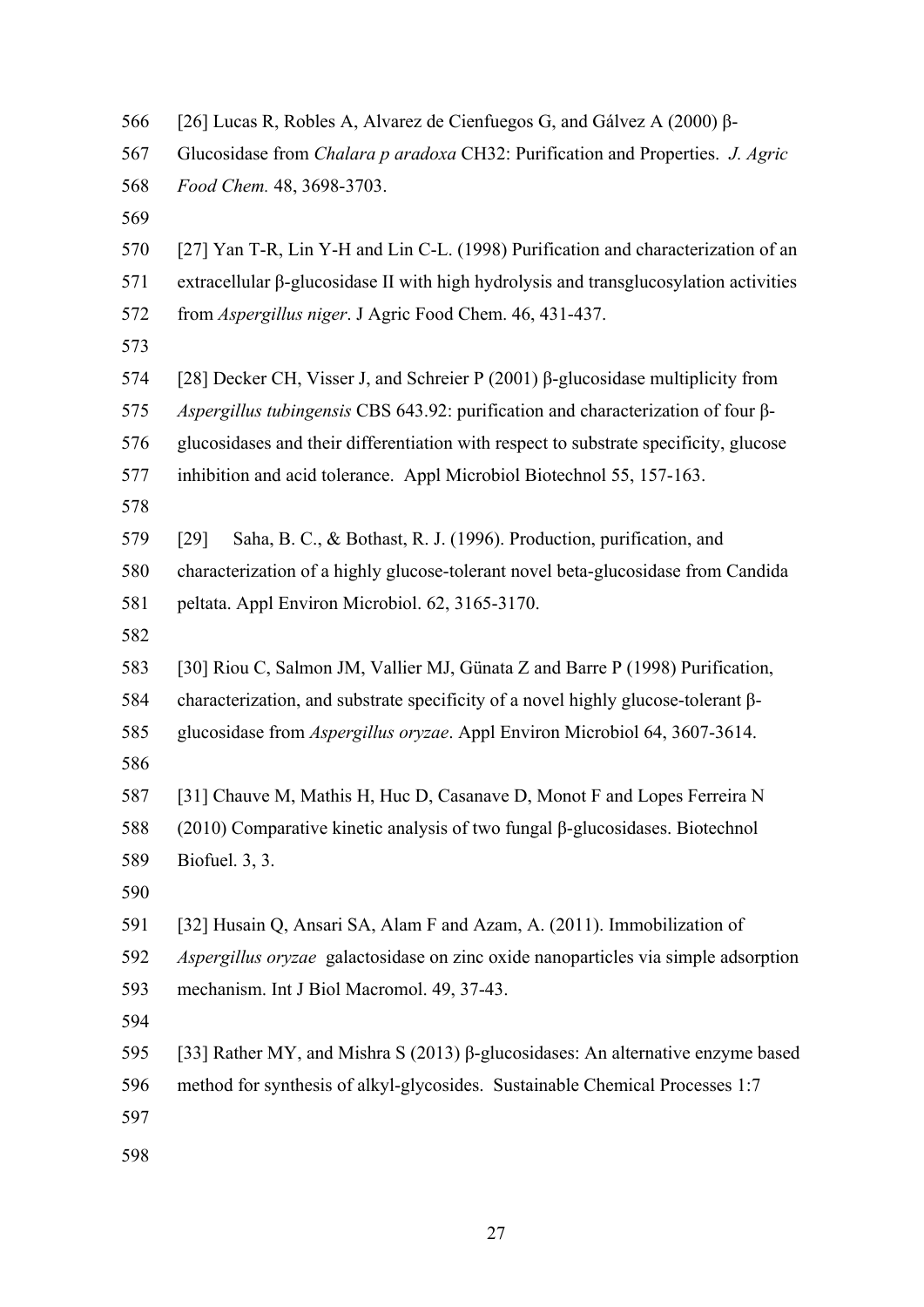[26] Lucas R, Robles A, Alvarez de Cienfuegos G, and Gálvez A (2000) β-Glucosidase from *Chalara p aradoxa* CH32: Purification and Properties. *J. Agric Food Chem.* 48, 3698-3703.

[27] Yan T-R, Lin Y-H and Lin C-L. (1998) Purification and characterization of an extracellular β-glucosidase II with high hydrolysis and transglucosylation activities from *Aspergillus niger*. J Agric Food Chem. 46, 431-437.

[28] Decker CH, Visser J, and Schreier P (2001) β-glucosidase multiplicity from *Aspergillus tubingensis* CBS 643.92: purification and characterization of four β-glucosidases and their differentiation with respect to substrate specificity, glucose inhibition and acid tolerance. Appl Microbiol Biotechnol 55, 157-163.

[29] Saha, B. C., & Bothast, R. J. (1996). Production, purification, and characterization of a highly glucose-tolerant novel beta-glucosidase from Candida peltata. Appl Environ Microbiol. 62, 3165-3170.

[30] Riou C, Salmon JM, Vallier MJ, Günata Z and Barre P (1998) Purification, characterization, and substrate specificity of a novel highly glucose-tolerant β-glucosidase from *Aspergillus oryzae*. Appl Environ Microbiol 64, 3607-3614.

[31] Chauve M, Mathis H, Huc D, Casanave D, Monot F and Lopes Ferreira N (2010) Comparative kinetic analysis of two fungal β-glucosidases. Biotechnol Biofuel. 3, 3.

[32] Husain Q, Ansari SA, Alam F and Azam, A. (2011). Immobilization of *Aspergillus oryzae* galactosidase on zinc oxide nanoparticles via simple adsorption mechanism. Int J Biol Macromol. 49, 37-43.

[33] Rather MY, and Mishra S (2013) β-glucosidases: An alternative enzyme based method for synthesis of alkyl-glycosides. Sustainable Chemical Processes 1:7